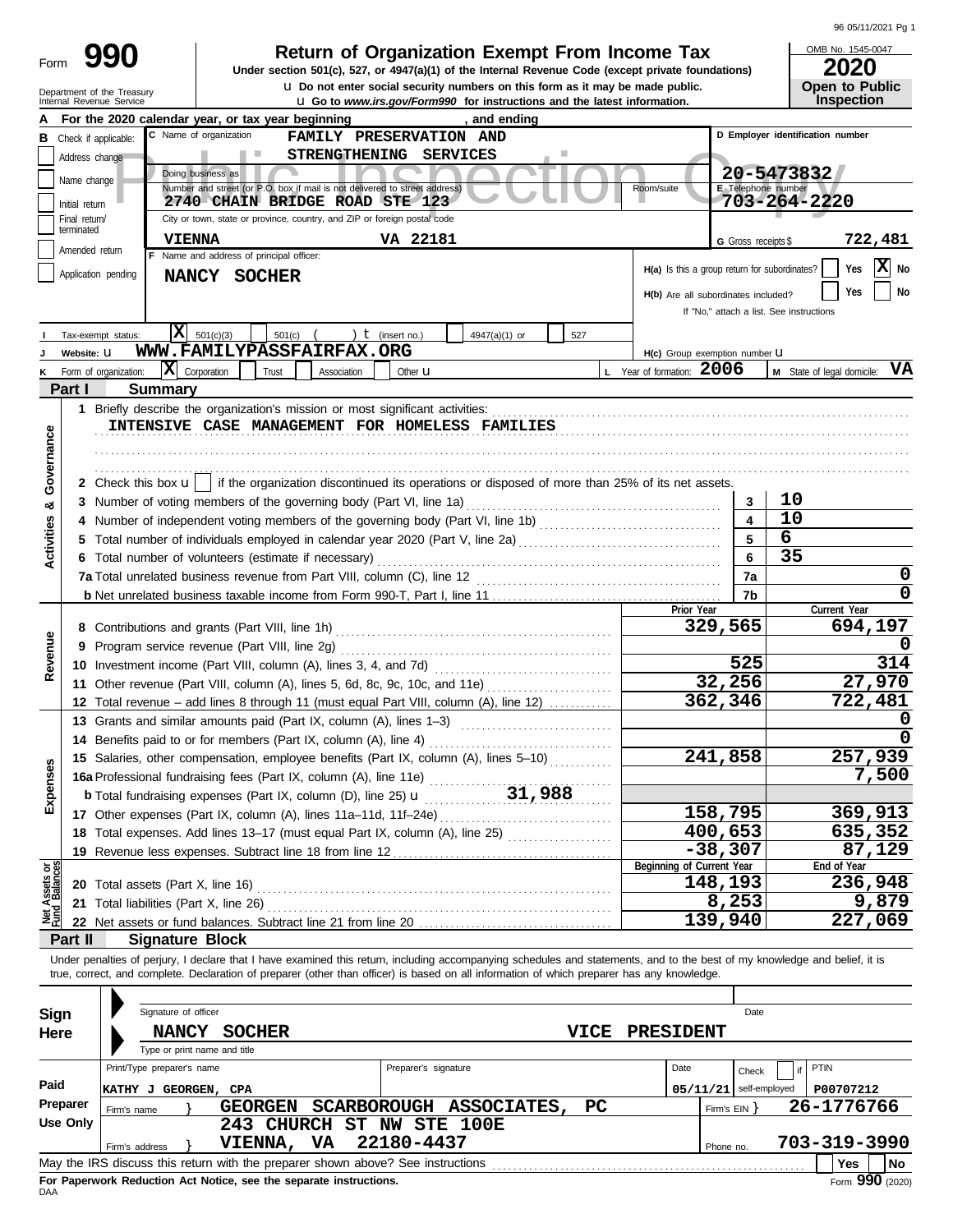# Form 990

## Return of Organization Exempt From Income Tax

**Under section 501(c), 527, or 4947(a)(1) of the Internal Revenue Code (except private foundations)**

u Do not enter social security numbers on this form as it may be made public.

u Go to *www.irs.gov/Form990* for instructions and the latest information.

Department of the Treasury
Internal Revenue Service

OMB No. 1545-0047

**2020**

**Open to Public Inspection**

**A** For the 2020 calendar year, or tax year beginning , and ending

**B** Check if applicable: Address change / Name change / Initial return / Final return/terminated / Amended return / Application pending

**C** Name of organization: FAMILY PRESERVATION AND STRENGTHENING SERVICES

Doing business as

Number and street (or P.O. box if mail is not delivered to street address): 2740 CHAIN BRIDGE ROAD STE 123 — Room/suite

City or town, state or province, country, and ZIP or foreign postal code: VIENNA VA 22181

**D** Employer identification number: 20-5473832

**E** Telephone number: 703-264-2220

**G** Gross receipts $ 722,481

**F** Name and address of principal officer: NANCY SOCHER

**H(a)** Is this a group return for subordinates? Yes [ ] No [X]

**H(b)** Are all subordinates included? Yes [ ] No [ ]
If "No," attach a list. See instructions

**I** Tax-exempt status: [X] 501(c)(3) [ ] 501(c) ( ) t (insert no.) [ ] 4947(a)(1) or [ ] 527

**J** Website: u WWW.FAMILYPASSFAIRFAX.ORG

**H(c)** Group exemption number u

**K** Form of organization: [X] Corporation [ ] Trust [ ] Association [ ] Other u

**L** Year of formation: 2006

**M** State of legal domicile: VA

## Part I Summary

**Activities & Governance**

1 Briefly describe the organization's mission or most significant activities:
INTENSIVE CASE MANAGEMENT FOR HOMELESS FAMILIES

2 Check this box u [ ] if the organization discontinued its operations or disposed of more than 25% of its net assets.

| | | | |
|---|---|---|---|
| 3 | Number of voting members of the governing body (Part VI, line 1a) | 3 | 10 |
| 4 | Number of independent voting members of the governing body (Part VI, line 1b) | 4 | 10 |
| 5 | Total number of individuals employed in calendar year 2020 (Part V, line 2a) | 5 | 6 |
| 6 | Total number of volunteers (estimate if necessary) | 6 | 35 |
| 7a | Total unrelated business revenue from Part VIII, column (C), line 12 | 7a | 0 |
| b | Net unrelated business taxable income from Form 990-T, Part I, line 11 | 7b | 0 |

| | | | Prior Year | Current Year |
|---|---|---|---|---|
| **Revenue** | 8 | Contributions and grants (Part VIII, line 1h) | 329,565 | 694,197 |
| | 9 | Program service revenue (Part VIII, line 2g) | | 0 |
| | 10 | Investment income (Part VIII, column (A), lines 3, 4, and 7d) | 525 | 314 |
| | 11 | Other revenue (Part VIII, column (A), lines 5, 6d, 8c, 9c, 10c, and 11e) | 32,256 | 27,970 |
| | 12 | Total revenue – add lines 8 through 11 (must equal Part VIII, column (A), line 12) | 362,346 | 722,481 |
| **Expenses** | 13 | Grants and similar amounts paid (Part IX, column (A), lines 1–3) | | 0 |
| | 14 | Benefits paid to or for members (Part IX, column (A), line 4) | | 0 |
| | 15 | Salaries, other compensation, employee benefits (Part IX, column (A), lines 5–10) | 241,858 | 257,939 |
| | 16a | Professional fundraising fees (Part IX, column (A), line 11e) | | 7,500 |
| | b | Total fundraising expenses (Part IX, column (D), line 25) u 31,988 | | |
| | 17 | Other expenses (Part IX, column (A), lines 11a–11d, 11f–24e) | 158,795 | 369,913 |
| | 18 | Total expenses. Add lines 13–17 (must equal Part IX, column (A), line 25) | 400,653 | 635,352 |
| | 19 | Revenue less expenses. Subtract line 18 from line 12 | -38,307 | 87,129 |
| | | | **Beginning of Current Year** | **End of Year** |
| **Net Assets or Fund Balances** | 20 | Total assets (Part X, line 16) | 148,193 | 236,948 |
| | 21 | Total liabilities (Part X, line 26) | 8,253 | 9,879 |
| | 22 | Net assets or fund balances. Subtract line 21 from line 20 | 139,940 | 227,069 |

## Part II Signature Block

Under penalties of perjury, I declare that I have examined this return, including accompanying schedules and statements, and to the best of my knowledge and belief, it is true, correct, and complete. Declaration of preparer (other than officer) is based on all information of which preparer has any knowledge.

**Sign Here**

Signature of officer — Date

NANCY SOCHER VICE PRESIDENT
Type or print name and title

**Paid Preparer Use Only**

| Print/Type preparer's name | Preparer's signature | Date | Check [ ] if self-employed | PTIN |
|---|---|---|---|---|
| KATHY J GEORGEN, CPA | | 05/11/21 | | P00707212 |

Firm's name } GEORGEN SCARBOROUGH ASSOCIATES, PC — Firm's EIN } 26-1776766

Firm's address } 243 CHURCH ST NW STE 100E, VIENNA, VA 22180-4437 — Phone no. 703-319-3990

May the IRS discuss this return with the preparer shown above? See instructions [ ] Yes [ ] No

**For Paperwork Reduction Act Notice, see the separate instructions.**

DAA — Form **990** (2020)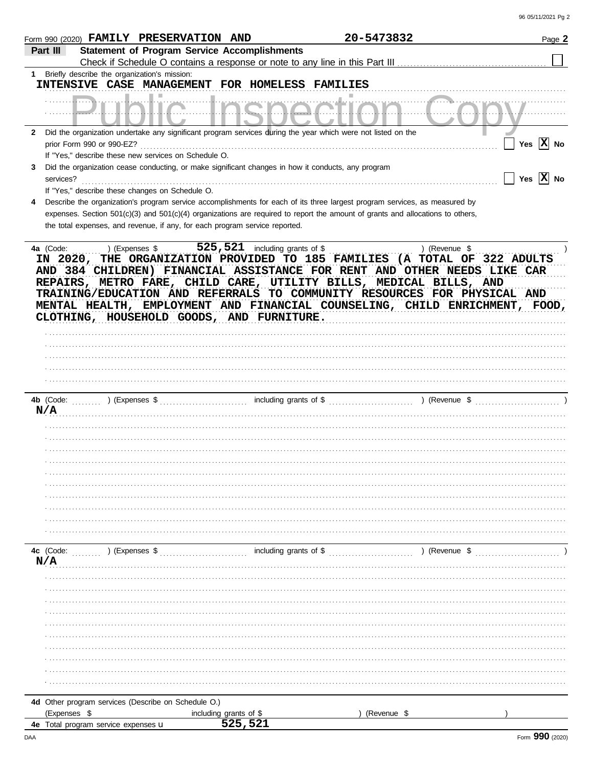Form 990 (2020) FAMILY PRESERVATION AND 20-5473832 Page **2**

**Part III** **Statement of Program Service Accomplishments**

Check if Schedule O contains a response or note to any line in this Part III ☐

**1** Briefly describe the organization's mission:

INTENSIVE CASE MANAGEMENT FOR HOMELESS FAMILIES

Public Inspection Copy

**2** Did the organization undertake any significant program services during the year which were not listed on the prior Form 990 or 990-EZ? ☐ Yes ☒ No

If "Yes," describe these new services on Schedule O.

**3** Did the organization cease conducting, or make significant changes in how it conducts, any program services? ☐ Yes ☒ No

If "Yes," describe these changes on Schedule O.

**4** Describe the organization's program service accomplishments for each of its three largest program services, as measured by expenses. Section 501(c)(3) and 501(c)(4) organizations are required to report the amount of grants and allocations to others, the total expenses, and revenue, if any, for each program service reported.

**4a** (Code: ) (Expenses $ 525,521 including grants of $ ) (Revenue $ )

IN 2020, THE ORGANIZATION PROVIDED TO 185 FAMILIES (A TOTAL OF 322 ADULTS AND 384 CHILDREN) FINANCIAL ASSISTANCE FOR RENT AND OTHER NEEDS LIKE CAR REPAIRS, METRO FARE, CHILD CARE, UTILITY BILLS, MEDICAL BILLS, AND TRAINING/EDUCATION AND REFERRALS TO COMMUNITY RESOURCES FOR PHYSICAL AND MENTAL HEALTH, EMPLOYMENT AND FINANCIAL COUNSELING, CHILD ENRICHMENT, FOOD, CLOTHING, HOUSEHOLD GOODS, AND FURNITURE.

**4b** (Code: ) (Expenses $ including grants of $ ) (Revenue $ )

N/A

**4c** (Code: ) (Expenses $ including grants of $ ) (Revenue $ )

N/A

**4d** Other program services (Describe on Schedule O.)

(Expenses $ including grants of $ ) (Revenue $ )

**4e** Total program service expenses u 525,521

Form **990** (2020)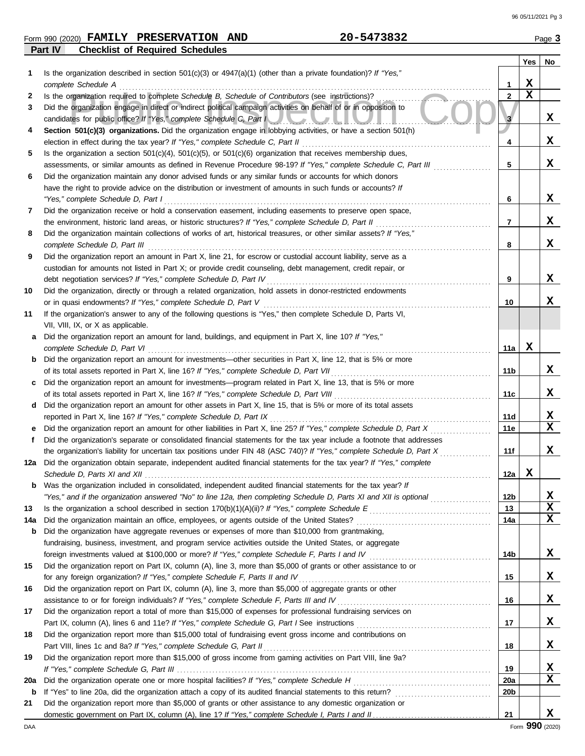Form 990 (2020) **FAMILY PRESERVATION AND** **20-5473832** Page **3**

**Part IV Checklist of Required Schedules**

| | | | Yes | No |
|---|---|---|---|---|
| **1** | Is the organization described in section 501(c)(3) or 4947(a)(1) (other than a private foundation)? *If "Yes," complete Schedule A* | 1 | X | |
| **2** | Is the organization required to complete *Schedule B, Schedule of Contributors* (see instructions)? | 2 | X | |
| **3** | Did the organization engage in direct or indirect political campaign activities on behalf of or in opposition to candidates for public office? *If "Yes," complete Schedule C, Part I* | 3 | | X |
| **4** | **Section 501(c)(3) organizations.** Did the organization engage in lobbying activities, or have a section 501(h) election in effect during the tax year? *If "Yes," complete Schedule C, Part II* | 4 | | X |
| **5** | Is the organization a section 501(c)(4), 501(c)(5), or 501(c)(6) organization that receives membership dues, assessments, or similar amounts as defined in Revenue Procedure 98-19? *If "Yes," complete Schedule C, Part III* | 5 | | X |
| **6** | Did the organization maintain any donor advised funds or any similar funds or accounts for which donors have the right to provide advice on the distribution or investment of amounts in such funds or accounts? *If "Yes," complete Schedule D, Part I* | 6 | | X |
| **7** | Did the organization receive or hold a conservation easement, including easements to preserve open space, the environment, historic land areas, or historic structures? *If "Yes," complete Schedule D, Part II* | 7 | | X |
| **8** | Did the organization maintain collections of works of art, historical treasures, or other similar assets? *If "Yes," complete Schedule D, Part III* | 8 | | X |
| **9** | Did the organization report an amount in Part X, line 21, for escrow or custodial account liability, serve as a custodian for amounts not listed in Part X; or provide credit counseling, debt management, credit repair, or debt negotiation services? *If "Yes," complete Schedule D, Part IV* | 9 | | X |
| **10** | Did the organization, directly or through a related organization, hold assets in donor-restricted endowments or in quasi endowments? *If "Yes," complete Schedule D, Part V* | 10 | | X |
| **11** | If the organization's answer to any of the following questions is "Yes," then complete Schedule D, Parts VI, VII, VIII, IX, or X as applicable. | | | |
| **a** | Did the organization report an amount for land, buildings, and equipment in Part X, line 10? *If "Yes," complete Schedule D, Part VI* | 11a | X | |
| **b** | Did the organization report an amount for investments—other securities in Part X, line 12, that is 5% or more of its total assets reported in Part X, line 16? *If "Yes," complete Schedule D, Part VII* | 11b | | X |
| **c** | Did the organization report an amount for investments—program related in Part X, line 13, that is 5% or more of its total assets reported in Part X, line 16? *If "Yes," complete Schedule D, Part VIII* | 11c | | X |
| **d** | Did the organization report an amount for other assets in Part X, line 15, that is 5% or more of its total assets reported in Part X, line 16? *If "Yes," complete Schedule D, Part IX* | 11d | | X |
| **e** | Did the organization report an amount for other liabilities in Part X, line 25? *If "Yes," complete Schedule D, Part X* | 11e | | X |
| **f** | Did the organization's separate or consolidated financial statements for the tax year include a footnote that addresses the organization's liability for uncertain tax positions under FIN 48 (ASC 740)? *If "Yes," complete Schedule D, Part X* | 11f | | X |
| **12a** | Did the organization obtain separate, independent audited financial statements for the tax year? *If "Yes," complete Schedule D, Parts XI and XII* | 12a | X | |
| **b** | Was the organization included in consolidated, independent audited financial statements for the tax year? *If "Yes," and if the organization answered "No" to line 12a, then completing Schedule D, Parts XI and XII is optional* | 12b | | X |
| **13** | Is the organization a school described in section 170(b)(1)(A)(ii)? *If "Yes," complete Schedule E* | 13 | | X |
| **14a** | Did the organization maintain an office, employees, or agents outside of the United States? | 14a | | X |
| **b** | Did the organization have aggregate revenues or expenses of more than $10,000 from grantmaking, fundraising, business, investment, and program service activities outside the United States, or aggregate foreign investments valued at $100,000 or more? *If "Yes," complete Schedule F, Parts I and IV* | 14b | | X |
| **15** | Did the organization report on Part IX, column (A), line 3, more than $5,000 of grants or other assistance to or for any foreign organization? *If "Yes," complete Schedule F, Parts II and IV* | 15 | | X |
| **16** | Did the organization report on Part IX, column (A), line 3, more than $5,000 of aggregate grants or other assistance to or for foreign individuals? *If "Yes," complete Schedule F, Parts III and IV* | 16 | | X |
| **17** | Did the organization report a total of more than $15,000 of expenses for professional fundraising services on Part IX, column (A), lines 6 and 11e? *If "Yes," complete Schedule G, Part I* See instructions | 17 | | X |
| **18** | Did the organization report more than $15,000 total of fundraising event gross income and contributions on Part VIII, lines 1c and 8a? *If "Yes," complete Schedule G, Part II* | 18 | | X |
| **19** | Did the organization report more than $15,000 of gross income from gaming activities on Part VIII, line 9a? *If "Yes," complete Schedule G, Part III* | 19 | | X |
| **20a** | Did the organization operate one or more hospital facilities? *If "Yes," complete Schedule H* | 20a | | X |
| **b** | If "Yes" to line 20a, did the organization attach a copy of its audited financial statements to this return? | 20b | | |
| **21** | Did the organization report more than $5,000 of grants or other assistance to any domestic organization or domestic government on Part IX, column (A), line 1? *If "Yes," complete Schedule I, Parts I and II* | 21 | | X |

DAA Form **990** (2020)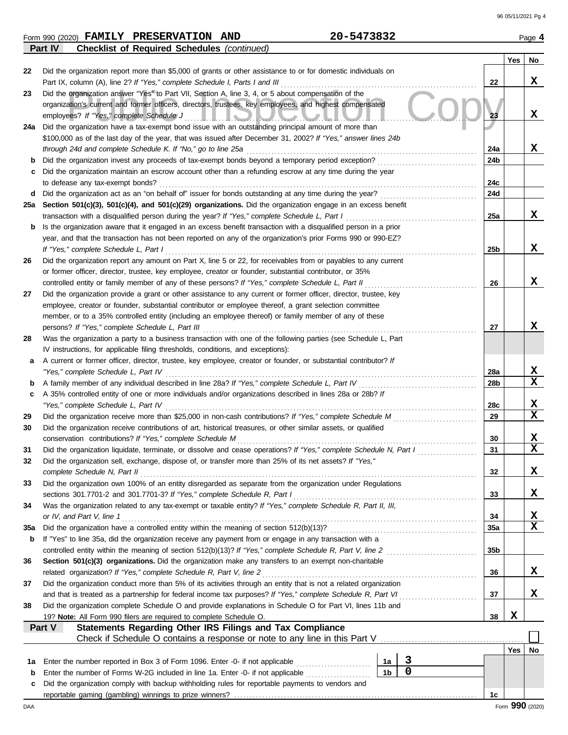Form 990 (2020) **FAMILY PRESERVATION AND** **20-5473832** Page **4**

## Part IV Checklist of Required Schedules *(continued)*

| | | | Yes | No |
|---|---|---|---|---|
| 22 | Did the organization report more than $5,000 of grants or other assistance to or for domestic individuals on Part IX, column (A), line 2? *If "Yes," complete Schedule I, Parts I and III* | 22 | | X |
| 23 | Did the organization answer "Yes" to Part VII, Section A, line 3, 4, or 5 about compensation of the organization's current and former officers, directors, trustees, key employees, and highest compensated employees? *If "Yes," complete Schedule J* | 23 | | X |
| 24a | Did the organization have a tax-exempt bond issue with an outstanding principal amount of more than $100,000 as of the last day of the year, that was issued after December 31, 2002? *If "Yes," answer lines 24b through 24d and complete Schedule K. If "No," go to line 25a* | 24a | | X |
| b | Did the organization invest any proceeds of tax-exempt bonds beyond a temporary period exception? | 24b | | |
| c | Did the organization maintain an escrow account other than a refunding escrow at any time during the year to defease any tax-exempt bonds? | 24c | | |
| d | Did the organization act as an "on behalf of" issuer for bonds outstanding at any time during the year? | 24d | | |
| 25a | **Section 501(c)(3), 501(c)(4), and 501(c)(29) organizations.** Did the organization engage in an excess benefit transaction with a disqualified person during the year? *If "Yes," complete Schedule L, Part I* | 25a | | X |
| b | Is the organization aware that it engaged in an excess benefit transaction with a disqualified person in a prior year, and that the transaction has not been reported on any of the organization's prior Forms 990 or 990-EZ? *If "Yes," complete Schedule L, Part I* | 25b | | X |
| 26 | Did the organization report any amount on Part X, line 5 or 22, for receivables from or payables to any current or former officer, director, trustee, key employee, creator or founder, substantial contributor, or 35% controlled entity or family member of any of these persons? *If "Yes," complete Schedule L, Part II* | 26 | | X |
| 27 | Did the organization provide a grant or other assistance to any current or former officer, director, trustee, key employee, creator or founder, substantial contributor or employee thereof, a grant selection committee member, or to a 35% controlled entity (including an employee thereof) or family member of any of these persons? *If "Yes," complete Schedule L, Part III* | 27 | | X |
| 28 | Was the organization a party to a business transaction with one of the following parties (see Schedule L, Part IV instructions, for applicable filing thresholds, conditions, and exceptions): | | | |
| a | A current or former officer, director, trustee, key employee, creator or founder, or substantial contributor? *If "Yes," complete Schedule L, Part IV* | 28a | | X |
| b | A family member of any individual described in line 28a? *If "Yes," complete Schedule L, Part IV* | 28b | | X |
| c | A 35% controlled entity of one or more individuals and/or organizations described in lines 28a or 28b? *If "Yes," complete Schedule L, Part IV* | 28c | | X |
| 29 | Did the organization receive more than $25,000 in non-cash contributions? *If "Yes," complete Schedule M* | 29 | | X |
| 30 | Did the organization receive contributions of art, historical treasures, or other similar assets, or qualified conservation contributions? *If "Yes," complete Schedule M* | 30 | | X |
| 31 | Did the organization liquidate, terminate, or dissolve and cease operations? *If "Yes," complete Schedule N, Part I* | 31 | | X |
| 32 | Did the organization sell, exchange, dispose of, or transfer more than 25% of its net assets? *If "Yes," complete Schedule N, Part II* | 32 | | X |
| 33 | Did the organization own 100% of an entity disregarded as separate from the organization under Regulations sections 301.7701-2 and 301.7701-3? *If "Yes," complete Schedule R, Part I* | 33 | | X |
| 34 | Was the organization related to any tax-exempt or taxable entity? *If "Yes," complete Schedule R, Part II, III, or IV, and Part V, line 1* | 34 | | X |
| 35a | Did the organization have a controlled entity within the meaning of section 512(b)(13)? | 35a | | X |
| b | If "Yes" to line 35a, did the organization receive any payment from or engage in any transaction with a controlled entity within the meaning of section 512(b)(13)? *If "Yes," complete Schedule R, Part V, line 2* | 35b | | |
| 36 | **Section 501(c)(3) organizations.** Did the organization make any transfers to an exempt non-charitable related organization? *If "Yes," complete Schedule R, Part V, line 2* | 36 | | X |
| 37 | Did the organization conduct more than 5% of its activities through an entity that is not a related organization and that is treated as a partnership for federal income tax purposes? *If "Yes," complete Schedule R, Part VI* | 37 | | X |
| 38 | Did the organization complete Schedule O and provide explanations in Schedule O for Part VI, lines 11b and 19? **Note:** All Form 990 filers are required to complete Schedule O. | 38 | X | |

## Part V Statements Regarding Other IRS Filings and Tax Compliance

Check if Schedule O contains a response or note to any line in this Part V ☐

| | | | | | Yes | No |
|---|---|---|---|---|---|---|
| 1a | Enter the number reported in Box 3 of Form 1096. Enter -0- if not applicable | 1a | 3 | | | |
| b | Enter the number of Forms W-2G included in line 1a. Enter -0- if not applicable | 1b | 0 | | | |
| c | Did the organization comply with backup withholding rules for reportable payments to vendors and reportable gaming (gambling) winnings to prize winners? | | | 1c | | |

DAA Form **990** (2020)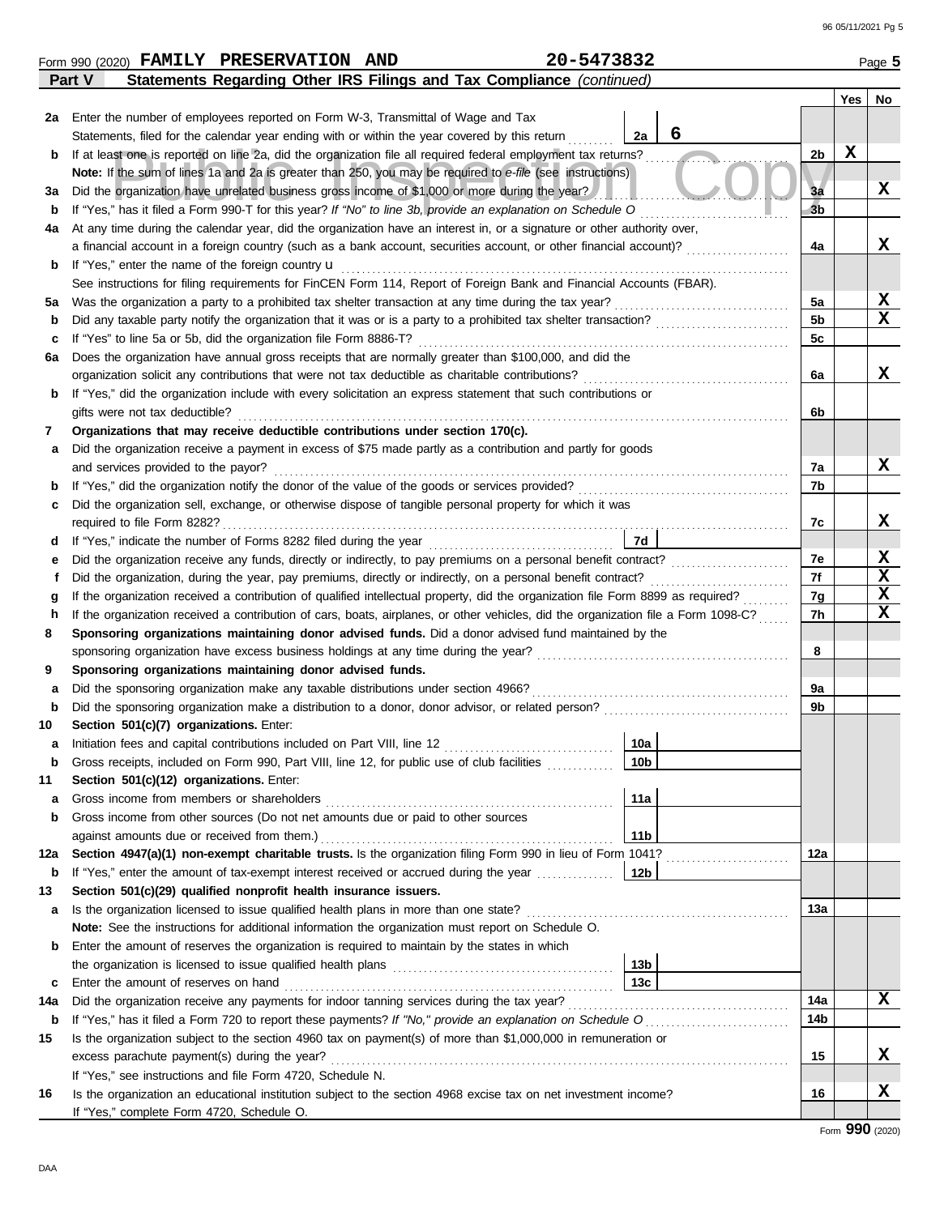Form 990 (2020) **FAMILY PRESERVATION AND** **20-5473832** Page **5**

**Part V** **Statements Regarding Other IRS Filings and Tax Compliance** *(continued)*

| | | | | Yes | No |
|---|---|---|---|---|---|
| **2a** | Enter the number of employees reported on Form W-3, Transmittal of Wage and Tax Statements, filed for the calendar year ending with or within the year covered by this return | 2a: 6 | | | |
| **b** | If at least one is reported on line 2a, did the organization file all required federal employment tax returns? | | 2b | X | |
| | **Note:** If the sum of lines 1a and 2a is greater than 250, you may be required to *e-file* (see instructions) | | | | |
| **3a** | Did the organization have unrelated business gross income of $1,000 or more during the year? | | 3a | | X |
| **b** | If "Yes," has it filed a Form 990-T for this year? *If "No" to line 3b, provide an explanation on Schedule O* | | 3b | | |
| **4a** | At any time during the calendar year, did the organization have an interest in, or a signature or other authority over, a financial account in a foreign country (such as a bank account, securities account, or other financial account)? | | 4a | | X |
| **b** | If "Yes," enter the name of the foreign country u | | | | |
| | See instructions for filing requirements for FinCEN Form 114, Report of Foreign Bank and Financial Accounts (FBAR). | | | | |
| **5a** | Was the organization a party to a prohibited tax shelter transaction at any time during the tax year? | | 5a | | X |
| **b** | Did any taxable party notify the organization that it was or is a party to a prohibited tax shelter transaction? | | 5b | | X |
| **c** | If "Yes" to line 5a or 5b, did the organization file Form 8886-T? | | 5c | | |
| **6a** | Does the organization have annual gross receipts that are normally greater than $100,000, and did the organization solicit any contributions that were not tax deductible as charitable contributions? | | 6a | | X |
| **b** | If "Yes," did the organization include with every solicitation an express statement that such contributions or gifts were not tax deductible? | | 6b | | |
| **7** | **Organizations that may receive deductible contributions under section 170(c).** | | | | |
| **a** | Did the organization receive a payment in excess of $75 made partly as a contribution and partly for goods and services provided to the payor? | | 7a | | X |
| **b** | If "Yes," did the organization notify the donor of the value of the goods or services provided? | | 7b | | |
| **c** | Did the organization sell, exchange, or otherwise dispose of tangible personal property for which it was required to file Form 8282? | | 7c | | X |
| **d** | If "Yes," indicate the number of Forms 8282 filed during the year | 7d | | | |
| **e** | Did the organization receive any funds, directly or indirectly, to pay premiums on a personal benefit contract? | | 7e | | X |
| **f** | Did the organization, during the year, pay premiums, directly or indirectly, on a personal benefit contract? | | 7f | | X |
| **g** | If the organization received a contribution of qualified intellectual property, did the organization file Form 8899 as required? | | 7g | | X |
| **h** | If the organization received a contribution of cars, boats, airplanes, or other vehicles, did the organization file a Form 1098-C? | | 7h | | X |
| **8** | **Sponsoring organizations maintaining donor advised funds.** Did a donor advised fund maintained by the sponsoring organization have excess business holdings at any time during the year? | | 8 | | |
| **9** | **Sponsoring organizations maintaining donor advised funds.** | | | | |
| **a** | Did the sponsoring organization make any taxable distributions under section 4966? | | 9a | | |
| **b** | Did the sponsoring organization make a distribution to a donor, donor advisor, or related person? | | 9b | | |
| **10** | **Section 501(c)(7) organizations.** Enter: | | | | |
| **a** | Initiation fees and capital contributions included on Part VIII, line 12 | 10a | | | |
| **b** | Gross receipts, included on Form 990, Part VIII, line 12, for public use of club facilities | 10b | | | |
| **11** | **Section 501(c)(12) organizations.** Enter: | | | | |
| **a** | Gross income from members or shareholders | 11a | | | |
| **b** | Gross income from other sources (Do not net amounts due or paid to other sources against amounts due or received from them.) | 11b | | | |
| **12a** | **Section 4947(a)(1) non-exempt charitable trusts.** Is the organization filing Form 990 in lieu of Form 1041? | | 12a | | |
| **b** | If "Yes," enter the amount of tax-exempt interest received or accrued during the year | 12b | | | |
| **13** | **Section 501(c)(29) qualified nonprofit health insurance issuers.** | | | | |
| **a** | Is the organization licensed to issue qualified health plans in more than one state? | | 13a | | |
| | **Note:** See the instructions for additional information the organization must report on Schedule O. | | | | |
| **b** | Enter the amount of reserves the organization is required to maintain by the states in which the organization is licensed to issue qualified health plans | 13b | | | |
| **c** | Enter the amount of reserves on hand | 13c | | | |
| **14a** | Did the organization receive any payments for indoor tanning services during the tax year? | | 14a | | X |
| **b** | If "Yes," has it filed a Form 720 to report these payments? *If "No," provide an explanation on Schedule O* | | 14b | | |
| **15** | Is the organization subject to the section 4960 tax on payment(s) of more than $1,000,000 in remuneration or excess parachute payment(s) during the year? | | 15 | | X |
| | If "Yes," see instructions and file Form 4720, Schedule N. | | | | |
| **16** | Is the organization an educational institution subject to the section 4968 excise tax on net investment income? | | 16 | | X |
| | If "Yes," complete Form 4720, Schedule O. | | | | |

Form **990** (2020)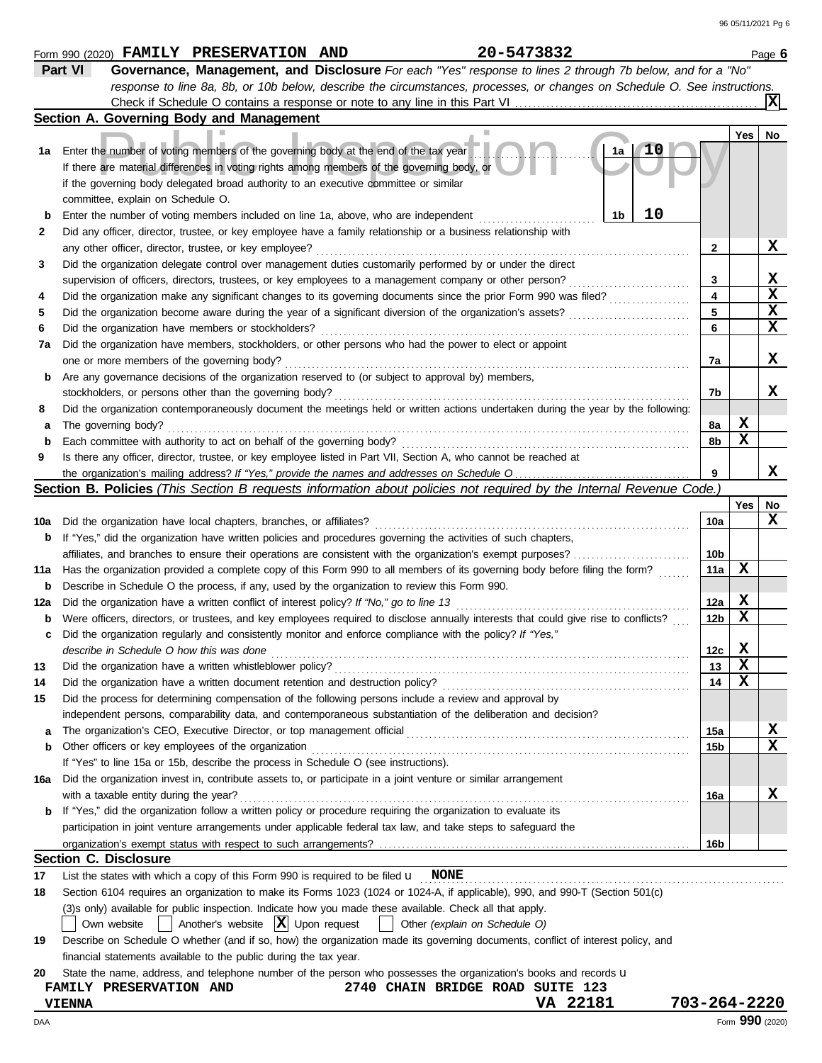Form 990 (2020) **FAMILY PRESERVATION AND** **20-5473832** Page **6**

## Part VI — Governance, Management, and Disclosure

*For each "Yes" response to lines 2 through 7b below, and for a "No" response to line 8a, 8b, or 10b below, describe the circumstances, processes, or changes on Schedule O. See instructions.*

Check if Schedule O contains a response or note to any line in this Part VI . . . **[X]**

### Section A. Governing Body and Management

| | | | Yes | No |
|---|---|---|---|---|
| **1a** | Enter the number of voting members of the governing body at the end of the tax year . . . **1a** **10**<br>If there are material differences in voting rights among members of the governing body, or if the governing body delegated broad authority to an executive committee or similar committee, explain on Schedule O. | | | |
| **b** | Enter the number of voting members included on line 1a, above, who are independent . . . **1b** **10** | | | |
| **2** | Did any officer, director, trustee, or key employee have a family relationship or a business relationship with any other officer, director, trustee, or key employee? | 2 | | X |
| **3** | Did the organization delegate control over management duties customarily performed by or under the direct supervision of officers, directors, trustees, or key employees to a management company or other person? | 3 | | X |
| **4** | Did the organization make any significant changes to its governing documents since the prior Form 990 was filed? | 4 | | X |
| **5** | Did the organization become aware during the year of a significant diversion of the organization's assets? | 5 | | X |
| **6** | Did the organization have members or stockholders? | 6 | | X |
| **7a** | Did the organization have members, stockholders, or other persons who had the power to elect or appoint one or more members of the governing body? | 7a | | X |
| **b** | Are any governance decisions of the organization reserved to (or subject to approval by) members, stockholders, or persons other than the governing body? | 7b | | X |
| **8** | Did the organization contemporaneously document the meetings held or written actions undertaken during the year by the following: | | | |
| **a** | The governing body? | 8a | X | |
| **b** | Each committee with authority to act on behalf of the governing body? | 8b | X | |
| **9** | Is there any officer, director, trustee, or key employee listed in Part VII, Section A, who cannot be reached at the organization's mailing address? *If "Yes," provide the names and addresses on Schedule O* | 9 | | X |

### Section B. Policies *(This Section B requests information about policies not required by the Internal Revenue Code.)*

| | | | Yes | No |
|---|---|---|---|---|
| **10a** | Did the organization have local chapters, branches, or affiliates? | 10a | | X |
| **b** | If "Yes," did the organization have written policies and procedures governing the activities of such chapters, affiliates, and branches to ensure their operations are consistent with the organization's exempt purposes? | 10b | | |
| **11a** | Has the organization provided a complete copy of this Form 990 to all members of its governing body before filing the form? | 11a | X | |
| **b** | Describe in Schedule O the process, if any, used by the organization to review this Form 990. | | | |
| **12a** | Did the organization have a written conflict of interest policy? *If "No," go to line 13* | 12a | X | |
| **b** | Were officers, directors, or trustees, and key employees required to disclose annually interests that could give rise to conflicts? | 12b | X | |
| **c** | Did the organization regularly and consistently monitor and enforce compliance with the policy? *If "Yes," describe in Schedule O how this was done* | 12c | X | |
| **13** | Did the organization have a written whistleblower policy? | 13 | X | |
| **14** | Did the organization have a written document retention and destruction policy? | 14 | X | |
| **15** | Did the process for determining compensation of the following persons include a review and approval by independent persons, comparability data, and contemporaneous substantiation of the deliberation and decision? | | | |
| **a** | The organization's CEO, Executive Director, or top management official | 15a | | X |
| **b** | Other officers or key employees of the organization | 15b | | X |
| | If "Yes" to line 15a or 15b, describe the process in Schedule O (see instructions). | | | |
| **16a** | Did the organization invest in, contribute assets to, or participate in a joint venture or similar arrangement with a taxable entity during the year? | 16a | | X |
| **b** | If "Yes," did the organization follow a written policy or procedure requiring the organization to evaluate its participation in joint venture arrangements under applicable federal tax law, and take steps to safeguard the organization's exempt status with respect to such arrangements? | 16b | | |

### Section C. Disclosure

**17** List the states with which a copy of this Form 990 is required to be filed u **NONE**

**18** Section 6104 requires an organization to make its Forms 1023 (1024 or 1024-A, if applicable), 990, and 990-T (Section 501(c)(3)s only) available for public inspection. Indicate how you made these available. Check all that apply.

[ ] Own website [ ] Another's website [X] Upon request [ ] Other *(explain on Schedule O)*

**19** Describe on Schedule O whether (and if so, how) the organization made its governing documents, conflict of interest policy, and financial statements available to the public during the tax year.

**20** State the name, address, and telephone number of the person who possesses the organization's books and records u

FAMILY PRESERVATION AND 2740 CHAIN BRIDGE ROAD SUITE 123
VIENNA VA 22181 703-264-2220

Form **990** (2020)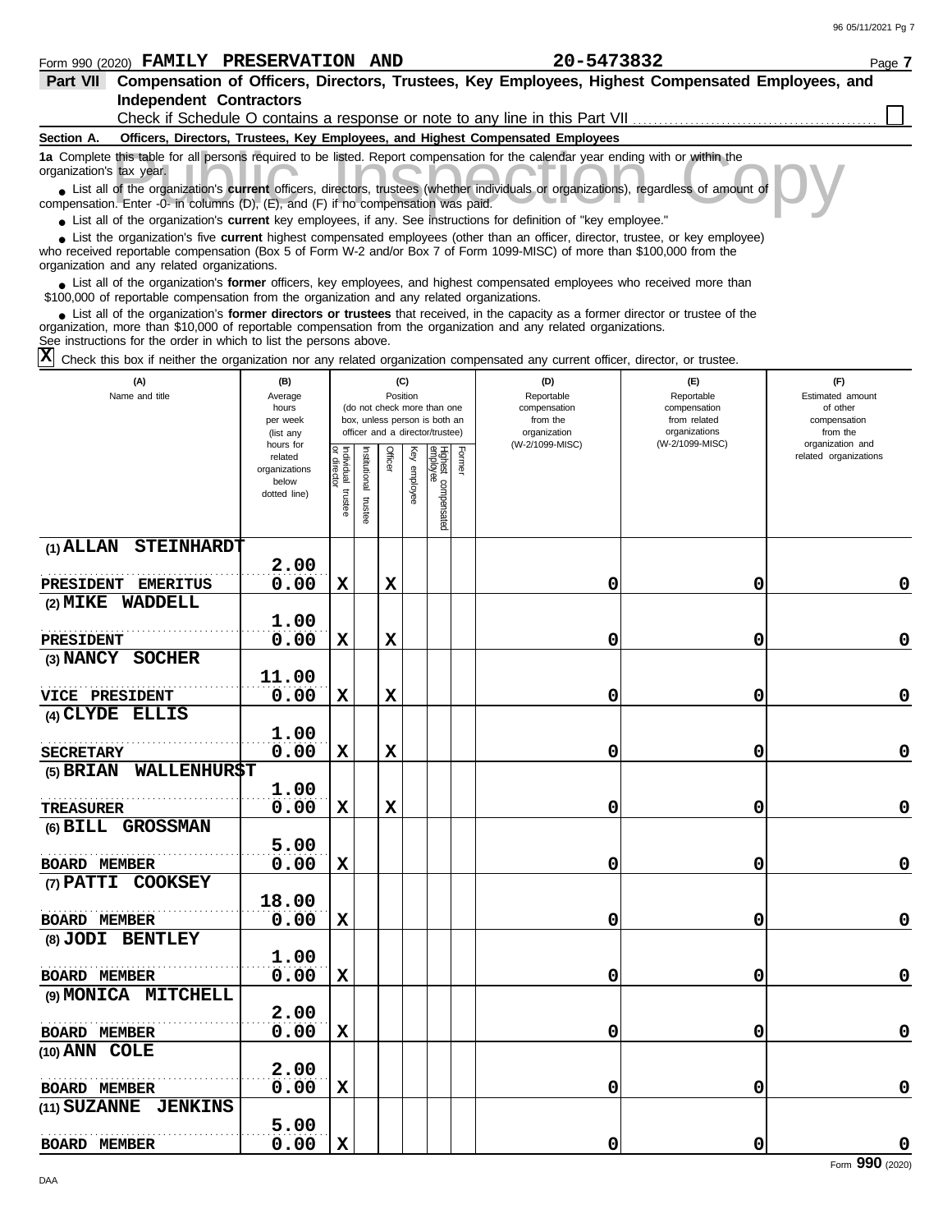Form 990 (2020) **FAMILY PRESERVATION AND** **20-5473832** Page **7**

## Part VII Compensation of Officers, Directors, Trustees, Key Employees, Highest Compensated Employees, and Independent Contractors

Check if Schedule O contains a response or note to any line in this Part VII ☐

**Section A. Officers, Directors, Trustees, Key Employees, and Highest Compensated Employees**

**1a** Complete this table for all persons required to be listed. Report compensation for the calendar year ending with or within the organization's tax year.

- List all of the organization's **current** officers, directors, trustees (whether individuals or organizations), regardless of amount of compensation. Enter -0- in columns (D), (E), and (F) if no compensation was paid.
- List all of the organization's **current** key employees, if any. See instructions for definition of "key employee."
- List the organization's five **current** highest compensated employees (other than an officer, director, trustee, or key employee) who received reportable compensation (Box 5 of Form W-2 and/or Box 7 of Form 1099-MISC) of more than $100,000 from the organization and any related organizations.
- List all of the organization's **former** officers, key employees, and highest compensated employees who received more than $100,000 of reportable compensation from the organization and any related organizations.
- List all of the organization's **former directors or trustees** that received, in the capacity as a former director or trustee of the organization, more than $10,000 of reportable compensation from the organization and any related organizations.

See instructions for the order in which to list the persons above.

☒ Check this box if neither the organization nor any related organization compensated any current officer, director, or trustee.

| (A) Name and title | (B) Average hours per week (list any hours for related organizations below dotted line) | (C) Position: Individual trustee or director | Institutional trustee | Officer | Key employee | Highest compensated employee | Former | (D) Reportable compensation from the organization (W-2/1099-MISC) | (E) Reportable compensation from related organizations (W-2/1099-MISC) | (F) Estimated amount of other compensation from the organization and related organizations |
|---|---|---|---|---|---|---|---|---|---|---|
| (1) ALLAN STEINHARDT<br>PRESIDENT EMERITUS | 2.00<br>0.00 | X | | X | | | | 0 | 0 | 0 |
| (2) MIKE WADDELL<br>PRESIDENT | 1.00<br>0.00 | X | | X | | | | 0 | 0 | 0 |
| (3) NANCY SOCHER<br>VICE PRESIDENT | 11.00<br>0.00 | X | | X | | | | 0 | 0 | 0 |
| (4) CLYDE ELLIS<br>SECRETARY | 1.00<br>0.00 | X | | X | | | | 0 | 0 | 0 |
| (5) BRIAN WALLENHURST<br>TREASURER | 1.00<br>0.00 | X | | X | | | | 0 | 0 | 0 |
| (6) BILL GROSSMAN<br>BOARD MEMBER | 5.00<br>0.00 | X | | | | | | 0 | 0 | 0 |
| (7) PATTI COOKSEY<br>BOARD MEMBER | 18.00<br>0.00 | X | | | | | | 0 | 0 | 0 |
| (8) JODI BENTLEY<br>BOARD MEMBER | 1.00<br>0.00 | X | | | | | | 0 | 0 | 0 |
| (9) MONICA MITCHELL<br>BOARD MEMBER | 2.00<br>0.00 | X | | | | | | 0 | 0 | 0 |
| (10) ANN COLE<br>BOARD MEMBER | 2.00<br>0.00 | X | | | | | | 0 | 0 | 0 |
| (11) SUZANNE JENKINS<br>BOARD MEMBER | 5.00<br>0.00 | X | | | | | | 0 | 0 | 0 |

Form **990** (2020)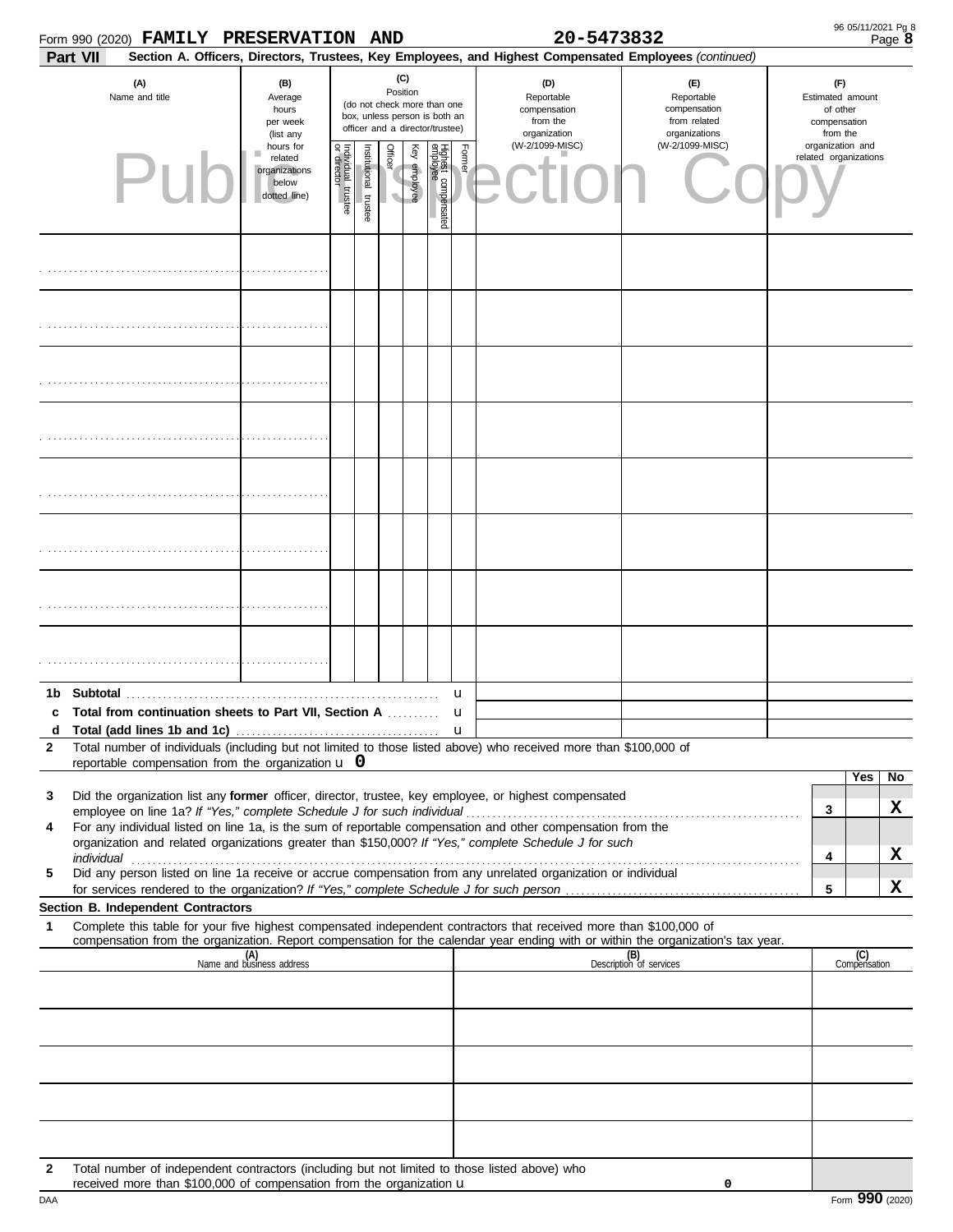Form 990 (2020) **FAMILY PRESERVATION AND** **20-5473832** Page **8**

**Part VII** **Section A. Officers, Directors, Trustees, Key Employees, and Highest Compensated Employees** *(continued)*

| (A) Name and title | (B) Average hours per week (list any hours for related organizations below dotted line) | (C) Position (do not check more than one box, unless person is both an officer and a director/trustee) | | | | | | (D) Reportable compensation from the organization (W-2/1099-MISC) | (E) Reportable compensation from related organizations (W-2/1099-MISC) | (F) Estimated amount of other compensation from the organization and related organizations |
|---|---|---|---|---|---|---|---|---|---|---|
| | | Individual trustee or director | Institutional trustee | Officer | Key employee | Highest compensated employee | Former | | | |
| | | | | | | | | | | |
| | | | | | | | | | | |
| | | | | | | | | | | |
| | | | | | | | | | | |
| | | | | | | | | | | |
| | | | | | | | | | | |
| | | | | | | | | | | |
| | | | | | | | | | | |

**1b Subtotal** u

**c Total from continuation sheets to Part VII, Section A** u

**d Total (add lines 1b and 1c)** u

**2** Total number of individuals (including but not limited to those listed above) who received more than $100,000 of reportable compensation from the organization u **0**

| | | | Yes | No |
|---|---|---|---|---|
| **3** | Did the organization list any **former** officer, director, trustee, key employee, or highest compensated employee on line 1a? *If "Yes," complete Schedule J for such individual* | **3** | | **X** |
| **4** | For any individual listed on line 1a, is the sum of reportable compensation and other compensation from the organization and related organizations greater than $150,000? *If "Yes," complete Schedule J for such individual* | **4** | | **X** |
| **5** | Did any person listed on line 1a receive or accrue compensation from any unrelated organization or individual for services rendered to the organization? *If "Yes," complete Schedule J for such person* | **5** | | **X** |

**Section B. Independent Contractors**

**1** Complete this table for your five highest compensated independent contractors that received more than $100,000 of compensation from the organization. Report compensation for the calendar year ending with or within the organization's tax year.

| (A) Name and business address | (B) Description of services | (C) Compensation |
|---|---|---|
| | | |
| | | |
| | | |
| | | |
| | | |

**2** Total number of independent contractors (including but not limited to those listed above) who received more than $100,000 of compensation from the organization u **0**

DAA Form **990** (2020)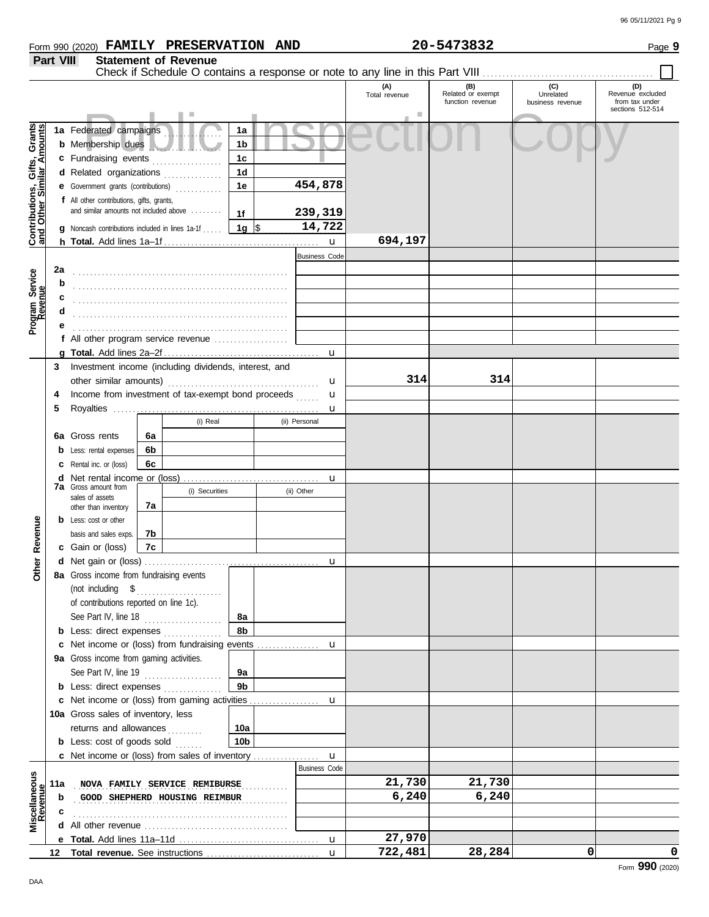Form 990 (2020) **FAMILY PRESERVATION AND** **20-5473832** Page **9**

## Part VIII Statement of Revenue

Check if Schedule O contains a response or note to any line in this Part VIII ☐

Public Inspection Copy

| | | | | (A) Total revenue | (B) Related or exempt function revenue | (C) Unrelated business revenue | (D) Revenue excluded from tax under sections 512-514 |
|---|---|---|---|---|---|---|---|
| **Contributions, Gifts, Grants and Other Similar Amounts** | 1a Federated campaigns | 1a | | | | | |
| | b Membership dues | 1b | | | | | |
| | c Fundraising events | 1c | | | | | |
| | d Related organizations | 1d | | | | | |
| | e Government grants (contributions) | 1e | 454,878 | | | | |
| | f All other contributions, gifts, grants, and similar amounts not included above | 1f | 239,319 | | | | |
| | g Noncash contributions included in lines 1a-1f | 1g $ | 14,722 | | | | |
| | h **Total.** Add lines 1a–1f | | | 694,197 | | | |
| **Program Service Revenue** | | | Business Code | | | | |
| | 2a | | | | | | |
| | b | | | | | | |
| | c | | | | | | |
| | d | | | | | | |
| | e | | | | | | |
| | f All other program service revenue | | | | | | |
| | g **Total.** Add lines 2a–2f | | | | | | |
| **Other Revenue** | 3 Investment income (including dividends, interest, and other similar amounts) | | | 314 | 314 | | |
| | 4 Income from investment of tax-exempt bond proceeds | | | | | | |
| | 5 Royalties | | | | | | |
| | | (i) Real | (ii) Personal | | | | |
| | 6a Gross rents (6a) | | | | | | |
| | b Less: rental expenses (6b) | | | | | | |
| | c Rental inc. or (loss) (6c) | | | | | | |
| | d Net rental income or (loss) | | | | | | |
| | | (i) Securities | (ii) Other | | | | |
| | 7a Gross amount from sales of assets other than inventory (7a) | | | | | | |
| | b Less: cost or other basis and sales exps. (7b) | | | | | | |
| | c Gain or (loss) (7c) | | | | | | |
| | d Net gain or (loss) | | | | | | |
| | 8a Gross income from fundraising events (not including $ of contributions reported on line 1c). See Part IV, line 18 | 8a | | | | | |
| | b Less: direct expenses | 8b | | | | | |
| | c Net income or (loss) from fundraising events | | | | | | |
| | 9a Gross income from gaming activities. See Part IV, line 19 | 9a | | | | | |
| | b Less: direct expenses | 9b | | | | | |
| | c Net income or (loss) from gaming activities | | | | | | |
| | 10a Gross sales of inventory, less returns and allowances | 10a | | | | | |
| | b Less: cost of goods sold | 10b | | | | | |
| | c Net income or (loss) from sales of inventory | | | | | | |
| **Miscellaneous Revenue** | | | Business Code | | | | |
| | 11a NOVA FAMILY SERVICE REMIBURSE | | | 21,730 | 21,730 | | |
| | b GOOD SHEPHERD HOUSING REIMBUR | | | 6,240 | 6,240 | | |
| | c | | | | | | |
| | d All other revenue | | | | | | |
| | e **Total.** Add lines 11a–11d | | | 27,970 | | | |
| | 12 **Total revenue.** See instructions | | | 722,481 | 28,284 | 0 | 0 |

Form **990** (2020)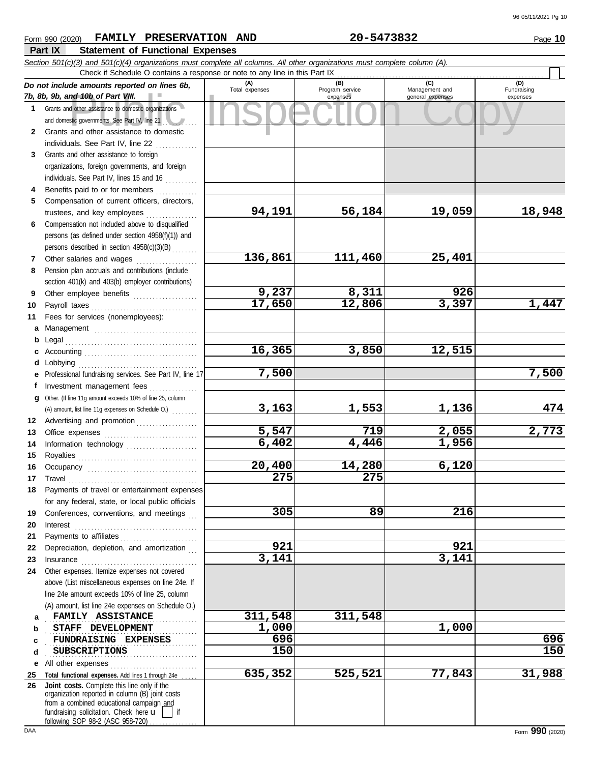Form 990 (2020) **FAMILY PRESERVATION AND** **20-5473832** Page **10**

**Part IX Statement of Functional Expenses**

*Section 501(c)(3) and 501(c)(4) organizations must complete all columns. All other organizations must complete column (A).*

Check if Schedule O contains a response or note to any line in this Part IX ☐

| *Do not include amounts reported on lines 6b, 7b, 8b, 9b, and 10b of Part VIII.* | (A) Total expenses | (B) Program service expenses | (C) Management and general expenses | (D) Fundraising expenses |
|---|---|---|---|---|
| **1** Grants and other assistance to domestic organizations and domestic governments. See Part IV, line 21 | | | | |
| **2** Grants and other assistance to domestic individuals. See Part IV, line 22 | | | | |
| **3** Grants and other assistance to foreign organizations, foreign governments, and foreign individuals. See Part IV, lines 15 and 16 | | | | |
| **4** Benefits paid to or for members | | | | |
| **5** Compensation of current officers, directors, trustees, and key employees | **94,191** | **56,184** | **19,059** | **18,948** |
| **6** Compensation not included above to disqualified persons (as defined under section 4958(f)(1)) and persons described in section 4958(c)(3)(B) | | | | |
| **7** Other salaries and wages | **136,861** | **111,460** | **25,401** | |
| **8** Pension plan accruals and contributions (include section 401(k) and 403(b) employer contributions) | | | | |
| **9** Other employee benefits | **9,237** | **8,311** | **926** | |
| **10** Payroll taxes | **17,650** | **12,806** | **3,397** | **1,447** |
| **11** Fees for services (nonemployees): | | | | |
| **a** Management | | | | |
| **b** Legal | | | | |
| **c** Accounting | **16,365** | **3,850** | **12,515** | |
| **d** Lobbying | | | | |
| **e** Professional fundraising services. See Part IV, line 17 | **7,500** | | | **7,500** |
| **f** Investment management fees | | | | |
| **g** Other. (If line 11g amount exceeds 10% of line 25, column (A) amount, list line 11g expenses on Schedule O.) | **3,163** | **1,553** | **1,136** | **474** |
| **12** Advertising and promotion | | | | |
| **13** Office expenses | **5,547** | **719** | **2,055** | **2,773** |
| **14** Information technology | **6,402** | **4,446** | **1,956** | |
| **15** Royalties | | | | |
| **16** Occupancy | **20,400** | **14,280** | **6,120** | |
| **17** Travel | **275** | **275** | | |
| **18** Payments of travel or entertainment expenses for any federal, state, or local public officials | | | | |
| **19** Conferences, conventions, and meetings | **305** | **89** | **216** | |
| **20** Interest | | | | |
| **21** Payments to affiliates | | | | |
| **22** Depreciation, depletion, and amortization | **921** | | **921** | |
| **23** Insurance | **3,141** | | **3,141** | |
| **24** Other expenses. Itemize expenses not covered above (List miscellaneous expenses on line 24e. If line 24e amount exceeds 10% of line 25, column (A) amount, list line 24e expenses on Schedule O.) | | | | |
| **a** FAMILY ASSISTANCE | **311,548** | **311,548** | | |
| **b** STAFF DEVELOPMENT | **1,000** | | **1,000** | |
| **c** FUNDRAISING EXPENSES | **696** | | | **696** |
| **d** SUBSCRIPTIONS | **150** | | | **150** |
| **e** All other expenses | | | | |
| **25** **Total functional expenses.** Add lines 1 through 24e | **635,352** | **525,521** | **77,843** | **31,988** |
| **26** **Joint costs.** Complete this line only if the organization reported in column (B) joint costs from a combined educational campaign and fundraising solicitation. Check here ☐ if following SOP 98-2 (ASC 958-720) | | | | |

DAA Form **990** (2020)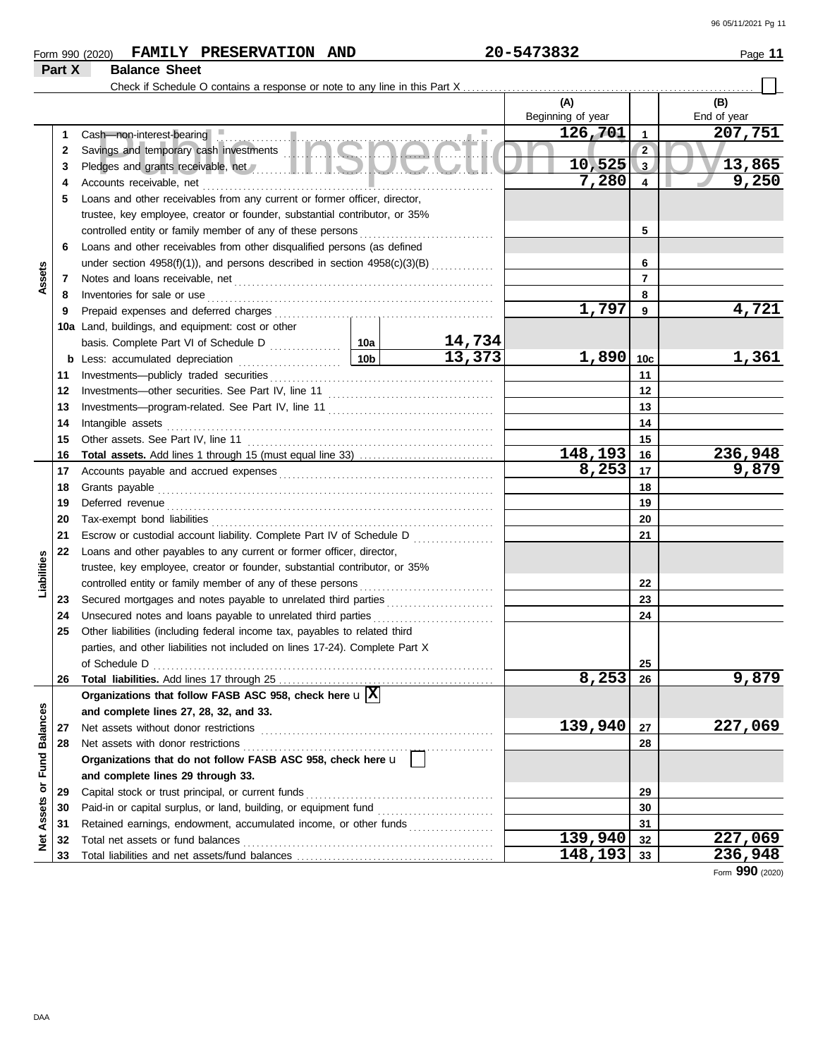Form 990 (2020) **FAMILY PRESERVATION AND** 20-5473832 Page **11**

## Part X Balance Sheet

Check if Schedule O contains a response or note to any line in this Part X ☐

| | | | | (A) Beginning of year | | (B) End of year |
|---|---|---|---|---|---|---|
| **Assets** | 1 | Cash—non-interest-bearing | | 126,701 | 1 | 207,751 |
| | 2 | Savings and temporary cash investments | | | 2 | |
| | 3 | Pledges and grants receivable, net | | 10,525 | 3 | 13,865 |
| | 4 | Accounts receivable, net | | 7,280 | 4 | 9,250 |
| | 5 | Loans and other receivables from any current or former officer, director, trustee, key employee, creator or founder, substantial contributor, or 35% controlled entity or family member of any of these persons | | | 5 | |
| | 6 | Loans and other receivables from other disqualified persons (as defined under section 4958(f)(1)), and persons described in section 4958(c)(3)(B) | | | 6 | |
| | 7 | Notes and loans receivable, net | | | 7 | |
| | 8 | Inventories for sale or use | | | 8 | |
| | 9 | Prepaid expenses and deferred charges | | 1,797 | 9 | 4,721 |
| | 10a | Land, buildings, and equipment: cost or other basis. Complete Part VI of Schedule D | 10a 14,734 | | | |
| | b | Less: accumulated depreciation | 10b 13,373 | 1,890 | 10c | 1,361 |
| | 11 | Investments—publicly traded securities | | | 11 | |
| | 12 | Investments—other securities. See Part IV, line 11 | | | 12 | |
| | 13 | Investments—program-related. See Part IV, line 11 | | | 13 | |
| | 14 | Intangible assets | | | 14 | |
| | 15 | Other assets. See Part IV, line 11 | | | 15 | |
| | 16 | **Total assets.** Add lines 1 through 15 (must equal line 33) | | 148,193 | 16 | 236,948 |
| **Liabilities** | 17 | Accounts payable and accrued expenses | | 8,253 | 17 | 9,879 |
| | 18 | Grants payable | | | 18 | |
| | 19 | Deferred revenue | | | 19 | |
| | 20 | Tax-exempt bond liabilities | | | 20 | |
| | 21 | Escrow or custodial account liability. Complete Part IV of Schedule D | | | 21 | |
| | 22 | Loans and other payables to any current or former officer, director, trustee, key employee, creator or founder, substantial contributor, or 35% controlled entity or family member of any of these persons | | | 22 | |
| | 23 | Secured mortgages and notes payable to unrelated third parties | | | 23 | |
| | 24 | Unsecured notes and loans payable to unrelated third parties | | | 24 | |
| | 25 | Other liabilities (including federal income tax, payables to related third parties, and other liabilities not included on lines 17-24). Complete Part X of Schedule D | | | 25 | |
| | 26 | **Total liabilities.** Add lines 17 through 25 | | 8,253 | 26 | 9,879 |
| **Net Assets or Fund Balances** | | **Organizations that follow FASB ASC 958, check here** ☒ **and complete lines 27, 28, 32, and 33.** | | | | |
| | 27 | Net assets without donor restrictions | | 139,940 | 27 | 227,069 |
| | 28 | Net assets with donor restrictions | | | 28 | |
| | | **Organizations that do not follow FASB ASC 958, check here** ☐ **and complete lines 29 through 33.** | | | | |
| | 29 | Capital stock or trust principal, or current funds | | | 29 | |
| | 30 | Paid-in or capital surplus, or land, building, or equipment fund | | | 30 | |
| | 31 | Retained earnings, endowment, accumulated income, or other funds | | | 31 | |
| | 32 | Total net assets or fund balances | | 139,940 | 32 | 227,069 |
| | 33 | Total liabilities and net assets/fund balances | | 148,193 | 33 | 236,948 |

Form **990** (2020)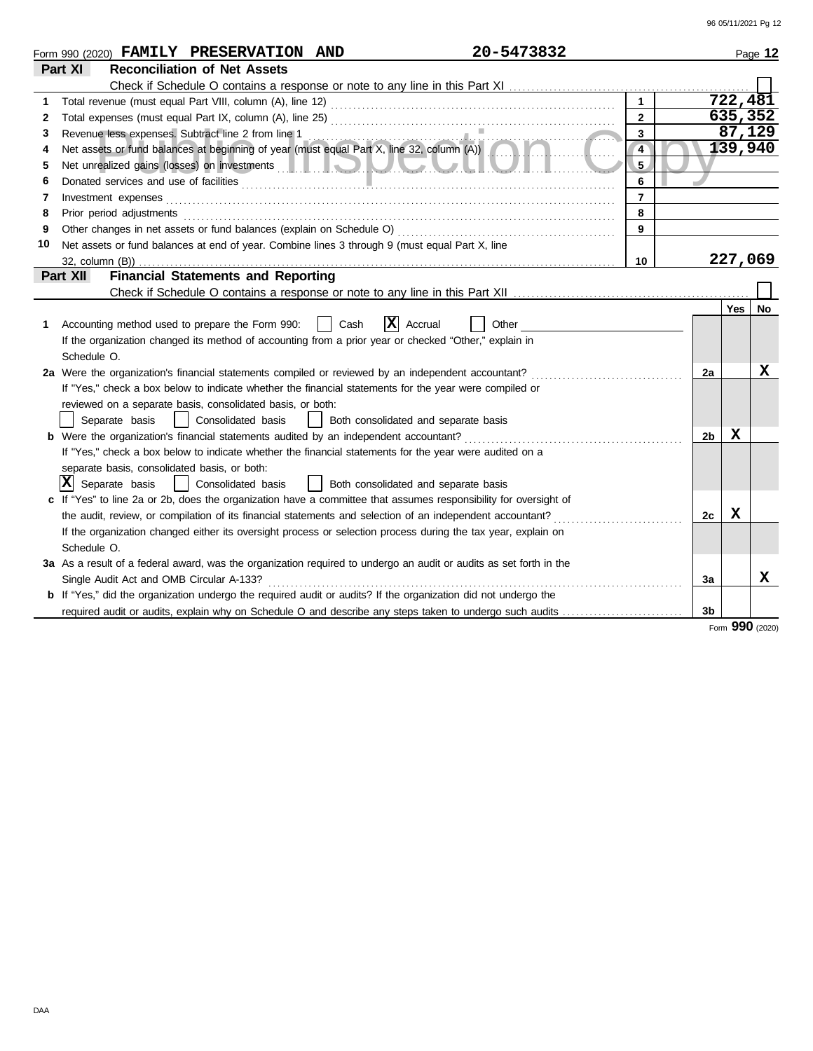Form 990 (2020) **FAMILY PRESERVATION AND** **20-5473832** Page **12**

## Part XI Reconciliation of Net Assets

Check if Schedule O contains a response or note to any line in this Part XI ☐

| | | | |
|---|---|---|---|
| 1 | Total revenue (must equal Part VIII, column (A), line 12) | 1 | 722,481 |
| 2 | Total expenses (must equal Part IX, column (A), line 25) | 2 | 635,352 |
| 3 | Revenue less expenses. Subtract line 2 from line 1 | 3 | 87,129 |
| 4 | Net assets or fund balances at beginning of year (must equal Part X, line 32, column (A)) | 4 | 139,940 |
| 5 | Net unrealized gains (losses) on investments | 5 | |
| 6 | Donated services and use of facilities | 6 | |
| 7 | Investment expenses | 7 | |
| 8 | Prior period adjustments | 8 | |
| 9 | Other changes in net assets or fund balances (explain on Schedule O) | 9 | |
| 10 | Net assets or fund balances at end of year. Combine lines 3 through 9 (must equal Part X, line 32, column (B)) | 10 | 227,069 |

## Part XII Financial Statements and Reporting

Check if Schedule O contains a response or note to any line in this Part XII ☐

| | | | Yes | No |
|---|---|---|---|---|
| 1 | Accounting method used to prepare the Form 990: ☐ Cash ☒ Accrual ☐ Other<br>If the organization changed its method of accounting from a prior year or checked "Other," explain in Schedule O. | | | |
| 2a | Were the organization's financial statements compiled or reviewed by an independent accountant?<br>If "Yes," check a box below to indicate whether the financial statements for the year were compiled or reviewed on a separate basis, consolidated basis, or both:<br>☐ Separate basis ☐ Consolidated basis ☐ Both consolidated and separate basis | 2a | | X |
| b | Were the organization's financial statements audited by an independent accountant?<br>If "Yes," check a box below to indicate whether the financial statements for the year were audited on a separate basis, consolidated basis, or both:<br>☒ Separate basis ☐ Consolidated basis ☐ Both consolidated and separate basis | 2b | X | |
| c | If "Yes" to line 2a or 2b, does the organization have a committee that assumes responsibility for oversight of the audit, review, or compilation of its financial statements and selection of an independent accountant?<br>If the organization changed either its oversight process or selection process during the tax year, explain on Schedule O. | 2c | X | |
| 3a | As a result of a federal award, was the organization required to undergo an audit or audits as set forth in the Single Audit Act and OMB Circular A-133? | 3a | | X |
| b | If "Yes," did the organization undergo the required audit or audits? If the organization did not undergo the required audit or audits, explain why on Schedule O and describe any steps taken to undergo such audits | 3b | | |

Form **990** (2020)

DAA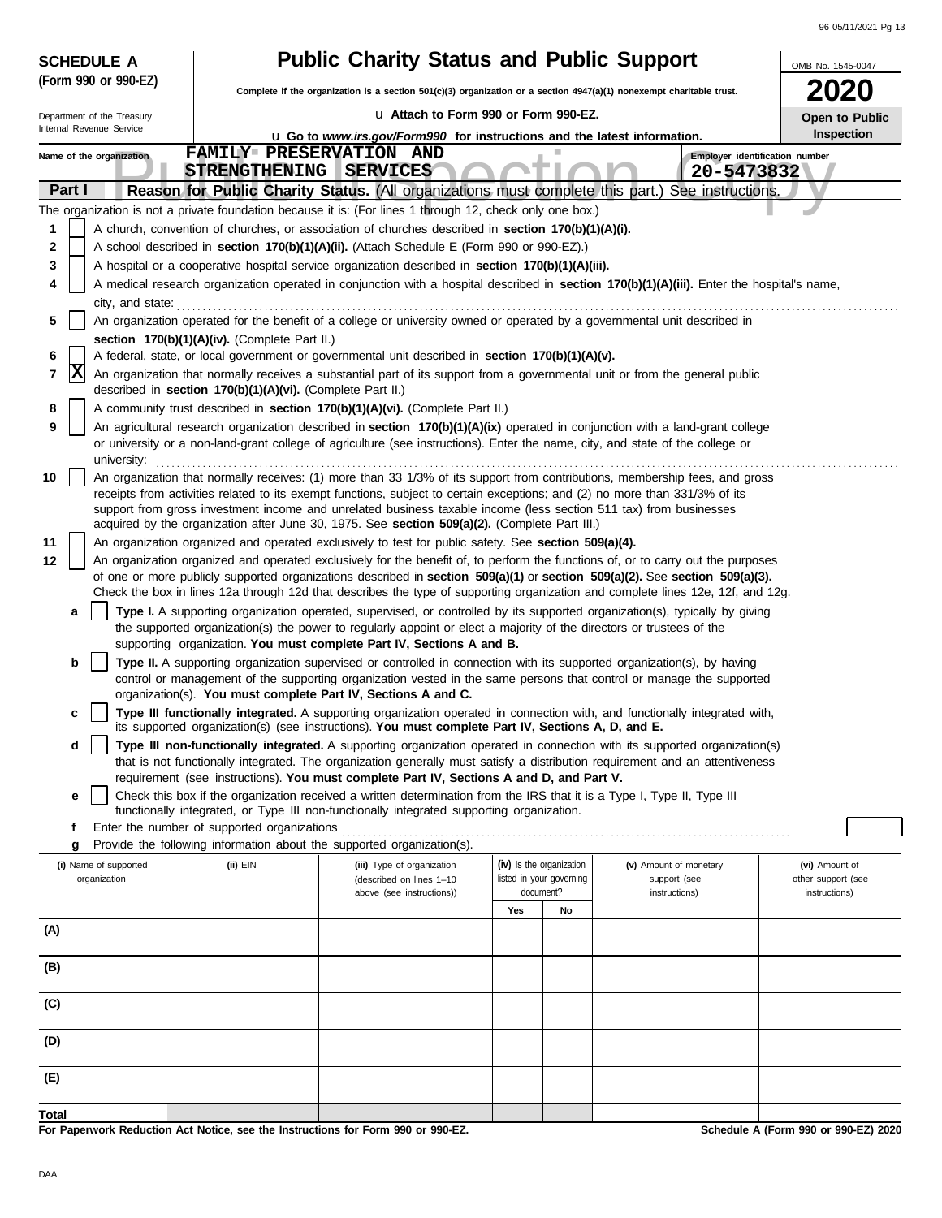**SCHEDULE A** **(Form 990 or 990-EZ)**

Department of the Treasury Internal Revenue Service

# Public Charity Status and Public Support

**Complete if the organization is a section 501(c)(3) organization or a section 4947(a)(1) nonexempt charitable trust.**

u Attach to Form 990 or Form 990-EZ.

u Go to *www.irs.gov/Form990* for instructions and the latest information.

OMB No. 1545-0047

**2020**

**Open to Public Inspection**

Name of the organization: FAMILY PRESERVATION AND STRENGTHENING SERVICES

Employer identification number: 20-5473832

**Part I** **Reason for Public Charity Status.** (All organizations must complete this part.) See instructions.

The organization is not a private foundation because it is: (For lines 1 through 12, check only one box.)

1 [ ] A church, convention of churches, or association of churches described in **section 170(b)(1)(A)(i).**

2 [ ] A school described in **section 170(b)(1)(A)(ii).** (Attach Schedule E (Form 990 or 990-EZ).)

3 [ ] A hospital or a cooperative hospital service organization described in **section 170(b)(1)(A)(iii).**

4 [ ] A medical research organization operated in conjunction with a hospital described in **section 170(b)(1)(A)(iii).** Enter the hospital's name, city, and state:

5 [ ] An organization operated for the benefit of a college or university owned or operated by a governmental unit described in **section 170(b)(1)(A)(iv).** (Complete Part II.)

6 [ ] A federal, state, or local government or governmental unit described in **section 170(b)(1)(A)(v).**

7 [X] An organization that normally receives a substantial part of its support from a governmental unit or from the general public described in **section 170(b)(1)(A)(vi).** (Complete Part II.)

8 [ ] A community trust described in **section 170(b)(1)(A)(vi).** (Complete Part II.)

9 [ ] An agricultural research organization described in **section 170(b)(1)(A)(ix)** operated in conjunction with a land-grant college or university or a non-land-grant college of agriculture (see instructions). Enter the name, city, and state of the college or university:

10 [ ] An organization that normally receives: (1) more than 33 1/3% of its support from contributions, membership fees, and gross receipts from activities related to its exempt functions, subject to certain exceptions; and (2) no more than 331/3% of its support from gross investment income and unrelated business taxable income (less section 511 tax) from businesses acquired by the organization after June 30, 1975. See **section 509(a)(2).** (Complete Part III.)

11 [ ] An organization organized and operated exclusively to test for public safety. See **section 509(a)(4).**

12 [ ] An organization organized and operated exclusively for the benefit of, to perform the functions of, or to carry out the purposes of one or more publicly supported organizations described in **section 509(a)(1)** or **section 509(a)(2).** See **section 509(a)(3).** Check the box in lines 12a through 12d that describes the type of supporting organization and complete lines 12e, 12f, and 12g.

a [ ] **Type I.** A supporting organization operated, supervised, or controlled by its supported organization(s), typically by giving the supported organization(s) the power to regularly appoint or elect a majority of the directors or trustees of the supporting organization. **You must complete Part IV, Sections A and B.**

b [ ] **Type II.** A supporting organization supervised or controlled in connection with its supported organization(s), by having control or management of the supporting organization vested in the same persons that control or manage the supported organization(s). **You must complete Part IV, Sections A and C.**

c [ ] **Type III functionally integrated.** A supporting organization operated in connection with, and functionally integrated with, its supported organization(s) (see instructions). **You must complete Part IV, Sections A, D, and E.**

d [ ] **Type III non-functionally integrated.** A supporting organization operated in connection with its supported organization(s) that is not functionally integrated. The organization generally must satisfy a distribution requirement and an attentiveness requirement (see instructions). **You must complete Part IV, Sections A and D, and Part V.**

e [ ] Check this box if the organization received a written determination from the IRS that it is a Type I, Type II, Type III functionally integrated, or Type III non-functionally integrated supporting organization.

f Enter the number of supported organizations

g Provide the following information about the supported organization(s).

| (i) Name of supported organization | (ii) EIN | (iii) Type of organization (described on lines 1–10 above (see instructions)) | (iv) Is the organization listed in your governing document? Yes | No | (v) Amount of monetary support (see instructions) | (vi) Amount of other support (see instructions) |
|---|---|---|---|---|---|---|
| (A) | | | | | | |
| (B) | | | | | | |
| (C) | | | | | | |
| (D) | | | | | | |
| (E) | | | | | | |
| Total | | | | | | |

**For Paperwork Reduction Act Notice, see the Instructions for Form 990 or 990-EZ.**

**Schedule A (Form 990 or 990-EZ) 2020**

DAA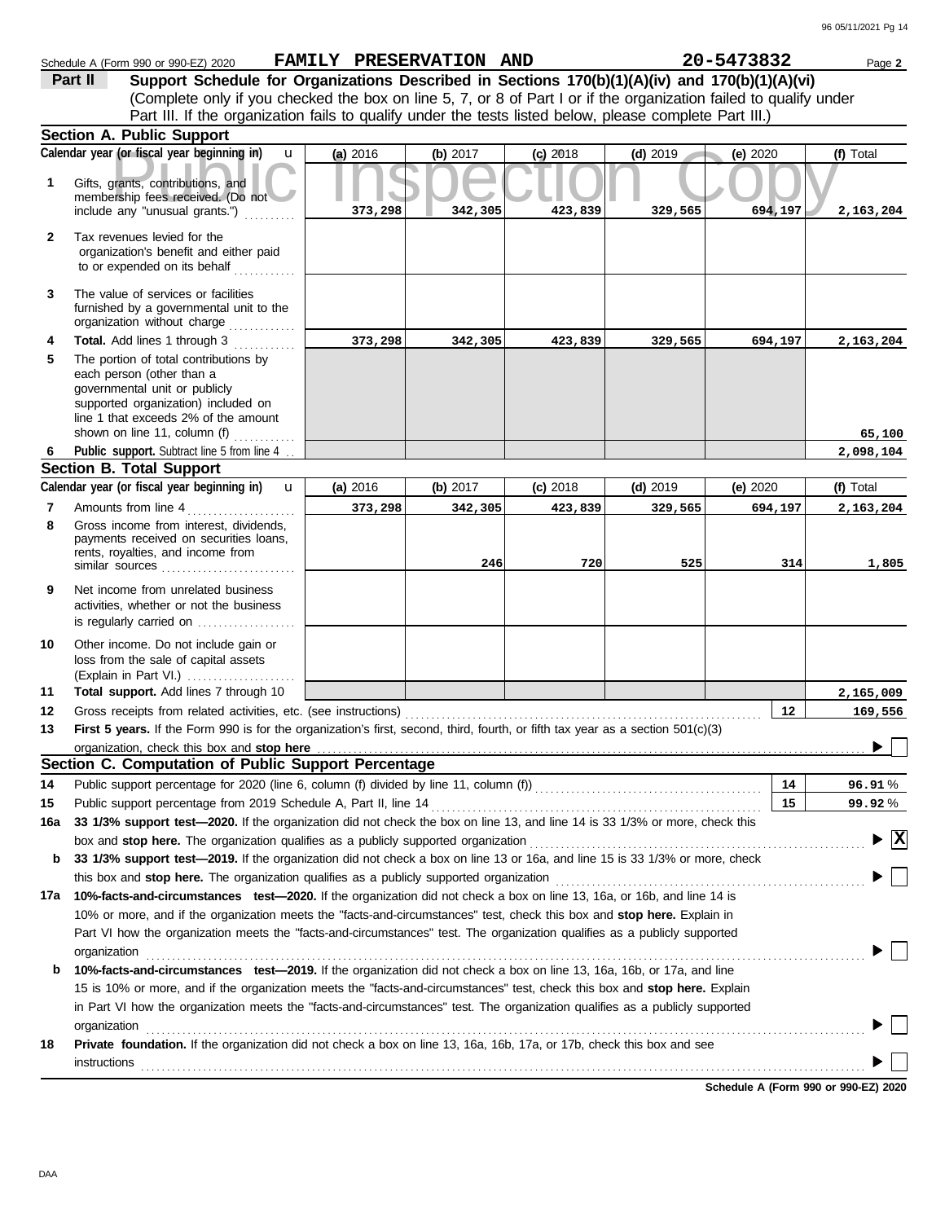Schedule A (Form 990 or 990-EZ) 2020 **FAMILY PRESERVATION AND** **20-5473832** Page **2**

**Part II** **Support Schedule for Organizations Described in Sections 170(b)(1)(A)(iv) and 170(b)(1)(A)(vi)**
(Complete only if you checked the box on line 5, 7, or 8 of Part I or if the organization failed to qualify under Part III. If the organization fails to qualify under the tests listed below, please complete Part III.)

## Section A. Public Support

| Calendar year (or fiscal year beginning in) | (a) 2016 | (b) 2017 | (c) 2018 | (d) 2019 | (e) 2020 | (f) Total |
|---|---|---|---|---|---|---|
| **1** Gifts, grants, contributions, and membership fees received. (Do not include any "unusual grants.") | 373,298 | 342,305 | 423,839 | 329,565 | 694,197 | 2,163,204 |
| **2** Tax revenues levied for the organization's benefit and either paid to or expended on its behalf | | | | | | |
| **3** The value of services or facilities furnished by a governmental unit to the organization without charge | | | | | | |
| **4** **Total.** Add lines 1 through 3 | 373,298 | 342,305 | 423,839 | 329,565 | 694,197 | 2,163,204 |
| **5** The portion of total contributions by each person (other than a governmental unit or publicly supported organization) included on line 1 that exceeds 2% of the amount shown on line 11, column (f) | | | | | | 65,100 |
| **6** **Public support.** Subtract line 5 from line 4 | | | | | | 2,098,104 |

## Section B. Total Support

| Calendar year (or fiscal year beginning in) | (a) 2016 | (b) 2017 | (c) 2018 | (d) 2019 | (e) 2020 | (f) Total |
|---|---|---|---|---|---|---|
| **7** Amounts from line 4 | 373,298 | 342,305 | 423,839 | 329,565 | 694,197 | 2,163,204 |
| **8** Gross income from interest, dividends, payments received on securities loans, rents, royalties, and income from similar sources | | 246 | 720 | 525 | 314 | 1,805 |
| **9** Net income from unrelated business activities, whether or not the business is regularly carried on | | | | | | |
| **10** Other income. Do not include gain or loss from the sale of capital assets (Explain in Part VI.) | | | | | | |
| **11** **Total support.** Add lines 7 through 10 | | | | | | 2,165,009 |

**12** Gross receipts from related activities, etc. (see instructions) **12** 169,556

**13** **First 5 years.** If the Form 990 is for the organization's first, second, third, fourth, or fifth tax year as a section 501(c)(3) organization, check this box and **stop here** ☐

## Section C. Computation of Public Support Percentage

**14** Public support percentage for 2020 (line 6, column (f) divided by line 11, column (f)) **14** 96.91 %

**15** Public support percentage from 2019 Schedule A, Part II, line 14 **15** 99.92 %

**16a** **33 1/3% support test—2020.** If the organization did not check the box on line 13, and line 14 is 33 1/3% or more, check this box and **stop here.** The organization qualifies as a publicly supported organization ☒

**b** **33 1/3% support test—2019.** If the organization did not check a box on line 13 or 16a, and line 15 is 33 1/3% or more, check this box and **stop here.** The organization qualifies as a publicly supported organization ☐

**17a** **10%-facts-and-circumstances test—2020.** If the organization did not check a box on line 13, 16a, or 16b, and line 14 is 10% or more, and if the organization meets the "facts-and-circumstances" test, check this box and **stop here.** Explain in Part VI how the organization meets the "facts-and-circumstances" test. The organization qualifies as a publicly supported organization ☐

**b** **10%-facts-and-circumstances test—2019.** If the organization did not check a box on line 13, 16a, 16b, or 17a, and line 15 is 10% or more, and if the organization meets the "facts-and-circumstances" test, check this box and **stop here.** Explain in Part VI how the organization meets the "facts-and-circumstances" test. The organization qualifies as a publicly supported organization ☐

**18** **Private foundation.** If the organization did not check a box on line 13, 16a, 16b, 17a, or 17b, check this box and see instructions ☐

**Schedule A (Form 990 or 990-EZ) 2020**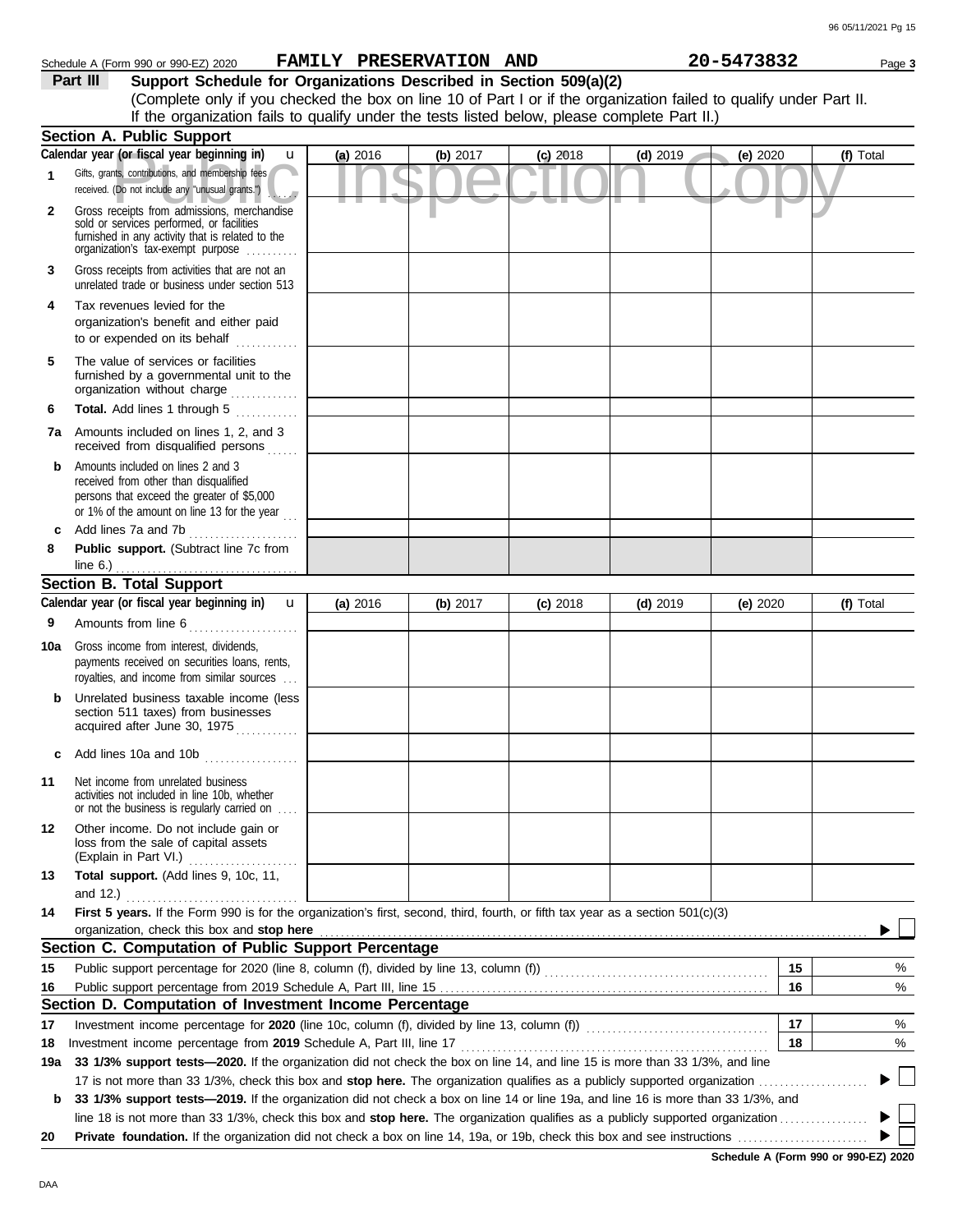Schedule A (Form 990 or 990-EZ) 2020 FAMILY PRESERVATION AND 20-5473832

## Part III Support Schedule for Organizations Described in Section 509(a)(2)

(Complete only if you checked the box on line 10 of Part I or if the organization failed to qualify under Part II. If the organization fails to qualify under the tests listed below, please complete Part II.)

### Section A. Public Support

| Calendar year (or fiscal year beginning in) | (a) 2016 | (b) 2017 | (c) 2018 | (d) 2019 | (e) 2020 | (f) Total |
|---|---|---|---|---|---|---|
| 1 Gifts, grants, contributions, and membership fees received. (Do not include any "unusual grants.") | | | | | | |
| 2 Gross receipts from admissions, merchandise sold or services performed, or facilities furnished in any activity that is related to the organization's tax-exempt purpose | | | | | | |
| 3 Gross receipts from activities that are not an unrelated trade or business under section 513 | | | | | | |
| 4 Tax revenues levied for the organization's benefit and either paid to or expended on its behalf | | | | | | |
| 5 The value of services or facilities furnished by a governmental unit to the organization without charge | | | | | | |
| 6 **Total.** Add lines 1 through 5 | | | | | | |
| 7a Amounts included on lines 1, 2, and 3 received from disqualified persons | | | | | | |
| b Amounts included on lines 2 and 3 received from other than disqualified persons that exceed the greater of $5,000 or 1% of the amount on line 13 for the year | | | | | | |
| c Add lines 7a and 7b | | | | | | |
| 8 **Public support.** (Subtract line 7c from line 6.) | | | | | | |

### Section B. Total Support

| Calendar year (or fiscal year beginning in) | (a) 2016 | (b) 2017 | (c) 2018 | (d) 2019 | (e) 2020 | (f) Total |
|---|---|---|---|---|---|---|
| 9 Amounts from line 6 | | | | | | |
| 10a Gross income from interest, dividends, payments received on securities loans, rents, royalties, and income from similar sources | | | | | | |
| b Unrelated business taxable income (less section 511 taxes) from businesses acquired after June 30, 1975 | | | | | | |
| c Add lines 10a and 10b | | | | | | |
| 11 Net income from unrelated business activities not included in line 10b, whether or not the business is regularly carried on | | | | | | |
| 12 Other income. Do not include gain or loss from the sale of capital assets (Explain in Part VI.) | | | | | | |
| 13 **Total support.** (Add lines 9, 10c, 11, and 12.) | | | | | | |

14 **First 5 years.** If the Form 990 is for the organization's first, second, third, fourth, or fifth tax year as a section 501(c)(3) organization, check this box and **stop here** ☐

### Section C. Computation of Public Support Percentage

| | | | |
|---|---|---|---|
| 15 | Public support percentage for 2020 (line 8, column (f), divided by line 13, column (f)) | 15 | % |
| 16 | Public support percentage from 2019 Schedule A, Part III, line 15 | 16 | % |

### Section D. Computation of Investment Income Percentage

| | | | |
|---|---|---|---|
| 17 | Investment income percentage for **2020** (line 10c, column (f), divided by line 13, column (f)) | 17 | % |
| 18 | Investment income percentage from **2019** Schedule A, Part III, line 17 | 18 | % |

19a **33 1/3% support tests—2020.** If the organization did not check the box on line 14, and line 15 is more than 33 1/3%, and line 17 is not more than 33 1/3%, check this box and **stop here.** The organization qualifies as a publicly supported organization ☐

b **33 1/3% support tests—2019.** If the organization did not check a box on line 14 or line 19a, and line 16 is more than 33 1/3%, and line 18 is not more than 33 1/3%, check this box and **stop here.** The organization qualifies as a publicly supported organization ☐

20 **Private foundation.** If the organization did not check a box on line 14, 19a, or 19b, check this box and see instructions ☐

**Schedule A (Form 990 or 990-EZ) 2020**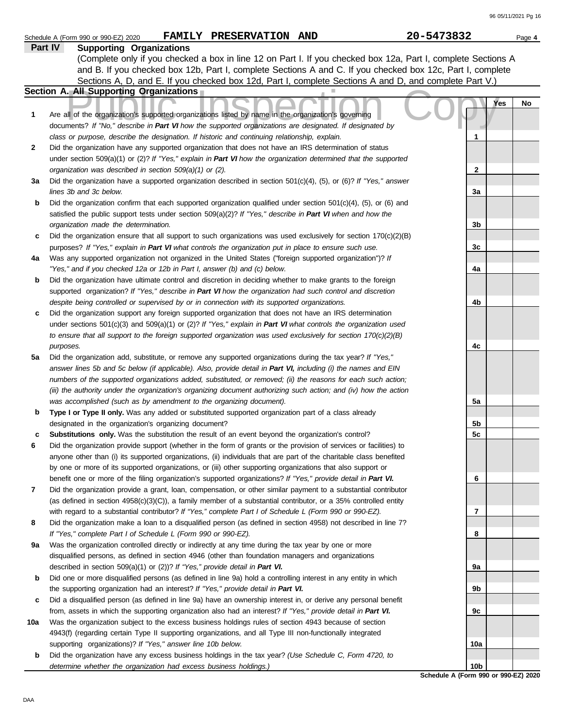Schedule A (Form 990 or 990-EZ) 2020 **FAMILY PRESERVATION AND** **20-5473832** Page **4**

## Part IV Supporting Organizations

(Complete only if you checked a box in line 12 on Part I. If you checked box 12a, Part I, complete Sections A and B. If you checked box 12b, Part I, complete Sections A and C. If you checked box 12c, Part I, complete Sections A, D, and E. If you checked box 12d, Part I, complete Sections A and D, and complete Part V.)

### Section A. All Supporting Organizations

| | | Line | Yes | No |
|---|---|---|---|---|
| **1** | Are all of the organization's supported organizations listed by name in the organization's governing documents? *If "No," describe in* ***Part VI*** *how the supported organizations are designated. If designated by class or purpose, describe the designation. If historic and continuing relationship, explain.* | 1 | | |
| **2** | Did the organization have any supported organization that does not have an IRS determination of status under section 509(a)(1) or (2)? *If "Yes," explain in* ***Part VI*** *how the organization determined that the supported organization was described in section 509(a)(1) or (2).* | 2 | | |
| **3a** | Did the organization have a supported organization described in section 501(c)(4), (5), or (6)? *If "Yes," answer lines 3b and 3c below.* | 3a | | |
| **b** | Did the organization confirm that each supported organization qualified under section 501(c)(4), (5), or (6) and satisfied the public support tests under section 509(a)(2)? *If "Yes," describe in* ***Part VI*** *when and how the organization made the determination.* | 3b | | |
| **c** | Did the organization ensure that all support to such organizations was used exclusively for section 170(c)(2)(B) purposes? *If "Yes," explain in* ***Part VI*** *what controls the organization put in place to ensure such use.* | 3c | | |
| **4a** | Was any supported organization not organized in the United States ("foreign supported organization")? *If "Yes," and if you checked 12a or 12b in Part I, answer (b) and (c) below.* | 4a | | |
| **b** | Did the organization have ultimate control and discretion in deciding whether to make grants to the foreign supported organization? *If "Yes," describe in* ***Part VI*** *how the organization had such control and discretion despite being controlled or supervised by or in connection with its supported organizations.* | 4b | | |
| **c** | Did the organization support any foreign supported organization that does not have an IRS determination under sections 501(c)(3) and 509(a)(1) or (2)? *If "Yes," explain in* ***Part VI*** *what controls the organization used to ensure that all support to the foreign supported organization was used exclusively for section 170(c)(2)(B) purposes.* | 4c | | |
| **5a** | Did the organization add, substitute, or remove any supported organizations during the tax year? *If "Yes," answer lines 5b and 5c below (if applicable). Also, provide detail in* ***Part VI,*** *including (i) the names and EIN numbers of the supported organizations added, substituted, or removed; (ii) the reasons for each such action; (iii) the authority under the organization's organizing document authorizing such action; and (iv) how the action was accomplished (such as by amendment to the organizing document).* | 5a | | |
| **b** | **Type I or Type II only.** Was any added or substituted supported organization part of a class already designated in the organization's organizing document? | 5b | | |
| **c** | **Substitutions only.** Was the substitution the result of an event beyond the organization's control? | 5c | | |
| **6** | Did the organization provide support (whether in the form of grants or the provision of services or facilities) to anyone other than (i) its supported organizations, (ii) individuals that are part of the charitable class benefited by one or more of its supported organizations, or (iii) other supporting organizations that also support or benefit one or more of the filing organization's supported organizations? *If "Yes," provide detail in* ***Part VI.*** | 6 | | |
| **7** | Did the organization provide a grant, loan, compensation, or other similar payment to a substantial contributor (as defined in section 4958(c)(3)(C)), a family member of a substantial contributor, or a 35% controlled entity with regard to a substantial contributor? *If "Yes," complete Part I of Schedule L (Form 990 or 990-EZ).* | 7 | | |
| **8** | Did the organization make a loan to a disqualified person (as defined in section 4958) not described in line 7? *If "Yes," complete Part I of Schedule L (Form 990 or 990-EZ).* | 8 | | |
| **9a** | Was the organization controlled directly or indirectly at any time during the tax year by one or more disqualified persons, as defined in section 4946 (other than foundation managers and organizations described in section 509(a)(1) or (2))? *If "Yes," provide detail in* ***Part VI.*** | 9a | | |
| **b** | Did one or more disqualified persons (as defined in line 9a) hold a controlling interest in any entity in which the supporting organization had an interest? *If "Yes," provide detail in* ***Part VI.*** | 9b | | |
| **c** | Did a disqualified person (as defined in line 9a) have an ownership interest in, or derive any personal benefit from, assets in which the supporting organization also had an interest? *If "Yes," provide detail in* ***Part VI.*** | 9c | | |
| **10a** | Was the organization subject to the excess business holdings rules of section 4943 because of section 4943(f) (regarding certain Type II supporting organizations, and all Type III non-functionally integrated supporting organizations)? *If "Yes," answer line 10b below.* | 10a | | |
| **b** | Did the organization have any excess business holdings in the tax year? *(Use Schedule C, Form 4720, to determine whether the organization had excess business holdings.)* | 10b | | |

**Schedule A (Form 990 or 990-EZ) 2020**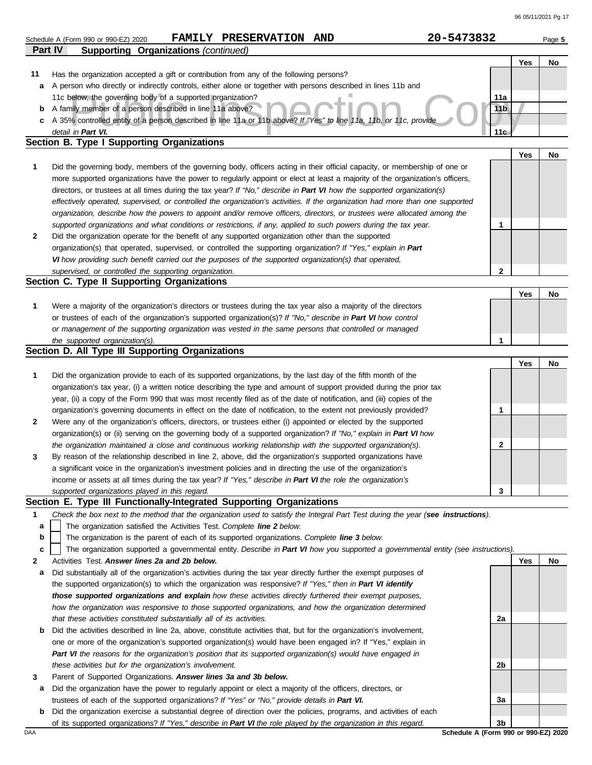Schedule A (Form 990 or 990-EZ) 2020 **FAMILY PRESERVATION AND** **20-5473832** Page **5**

## Part IV Supporting Organizations *(continued)*

| | | | Yes | No |
|---|---|---|---|---|
| **11** | Has the organization accepted a gift or contribution from any of the following persons? | | | |
| **a** | A person who directly or indirectly controls, either alone or together with persons described in lines 11b and 11c below, the governing body of a supported organization? | 11a | | |
| **b** | A family member of a person described in line 11a above? | 11b | | |
| **c** | A 35% controlled entity of a person described in line 11a or 11b above? *If "Yes" to line 11a, 11b, or 11c, provide detail in* ***Part VI.*** | 11c | | |

### Section B. Type I Supporting Organizations

| | | | Yes | No |
|---|---|---|---|---|
| **1** | Did the governing body, members of the governing body, officers acting in their official capacity, or membership of one or more supported organizations have the power to regularly appoint or elect at least a majority of the organization's officers, directors, or trustees at all times during the tax year? *If "No," describe in* ***Part VI*** *how the supported organization(s) effectively operated, supervised, or controlled the organization's activities. If the organization had more than one supported organization, describe how the powers to appoint and/or remove officers, directors, or trustees were allocated among the supported organizations and what conditions or restrictions, if any, applied to such powers during the tax year.* | 1 | | |
| **2** | Did the organization operate for the benefit of any supported organization other than the supported organization(s) that operated, supervised, or controlled the supporting organization? *If "Yes," explain in* ***Part VI*** *how providing such benefit carried out the purposes of the supported organization(s) that operated, supervised, or controlled the supporting organization.* | 2 | | |

### Section C. Type II Supporting Organizations

| | | | Yes | No |
|---|---|---|---|---|
| **1** | Were a majority of the organization's directors or trustees during the tax year also a majority of the directors or trustees of each of the organization's supported organization(s)? *If "No," describe in* ***Part VI*** *how control or management of the supporting organization was vested in the same persons that controlled or managed the supported organization(s).* | 1 | | |

### Section D. All Type III Supporting Organizations

| | | | Yes | No |
|---|---|---|---|---|
| **1** | Did the organization provide to each of its supported organizations, by the last day of the fifth month of the organization's tax year, (i) a written notice describing the type and amount of support provided during the prior tax year, (ii) a copy of the Form 990 that was most recently filed as of the date of notification, and (iii) copies of the organization's governing documents in effect on the date of notification, to the extent not previously provided? | 1 | | |
| **2** | Were any of the organization's officers, directors, or trustees either (i) appointed or elected by the supported organization(s) or (ii) serving on the governing body of a supported organization? *If "No," explain in* ***Part VI*** *how the organization maintained a close and continuous working relationship with the supported organization(s).* | 2 | | |
| **3** | By reason of the relationship described in line 2, above, did the organization's supported organizations have a significant voice in the organization's investment policies and in directing the use of the organization's income or assets at all times during the tax year? *If "Yes," describe in* ***Part VI*** *the role the organization's supported organizations played in this regard.* | 3 | | |

### Section E. Type III Functionally-Integrated Supporting Organizations

**1** *Check the box next to the method that the organization used to satisfy the Integral Part Test during the year (****see instructions****).*

- **a** ☐ The organization satisfied the Activities Test. *Complete* ***line 2*** *below.*
- **b** ☐ The organization is the parent of each of its supported organizations. *Complete* ***line 3*** *below.*
- **c** ☐ The organization supported a governmental entity. *Describe in* ***Part VI*** *how you supported a governmental entity (see instructions).*

| | | | Yes | No |
|---|---|---|---|---|
| **2** | Activities Test. ***Answer lines 2a and 2b below.*** | | | |
| **a** | Did substantially all of the organization's activities during the tax year directly further the exempt purposes of the supported organization(s) to which the organization was responsive? *If "Yes," then in* ***Part VI identify those supported organizations and explain*** *how these activities directly furthered their exempt purposes, how the organization was responsive to those supported organizations, and how the organization determined that these activities constituted substantially all of its activities.* | 2a | | |
| **b** | Did the activities described in line 2a, above, constitute activities that, but for the organization's involvement, one or more of the organization's supported organization(s) would have been engaged in? If "Yes," explain in ***Part VI*** *the reasons for the organization's position that its supported organization(s) would have engaged in these activities but for the organization's involvement.* | 2b | | |
| **3** | Parent of Supported Organizations. ***Answer lines 3a and 3b below.*** | | | |
| **a** | Did the organization have the power to regularly appoint or elect a majority of the officers, directors, or trustees of each of the supported organizations? *If "Yes" or "No," provide details in* ***Part VI.*** | 3a | | |
| **b** | Did the organization exercise a substantial degree of direction over the policies, programs, and activities of each of its supported organizations? *If "Yes," describe in* ***Part VI*** *the role played by the organization in this regard.* | 3b | | |

DAA **Schedule A (Form 990 or 990-EZ) 2020**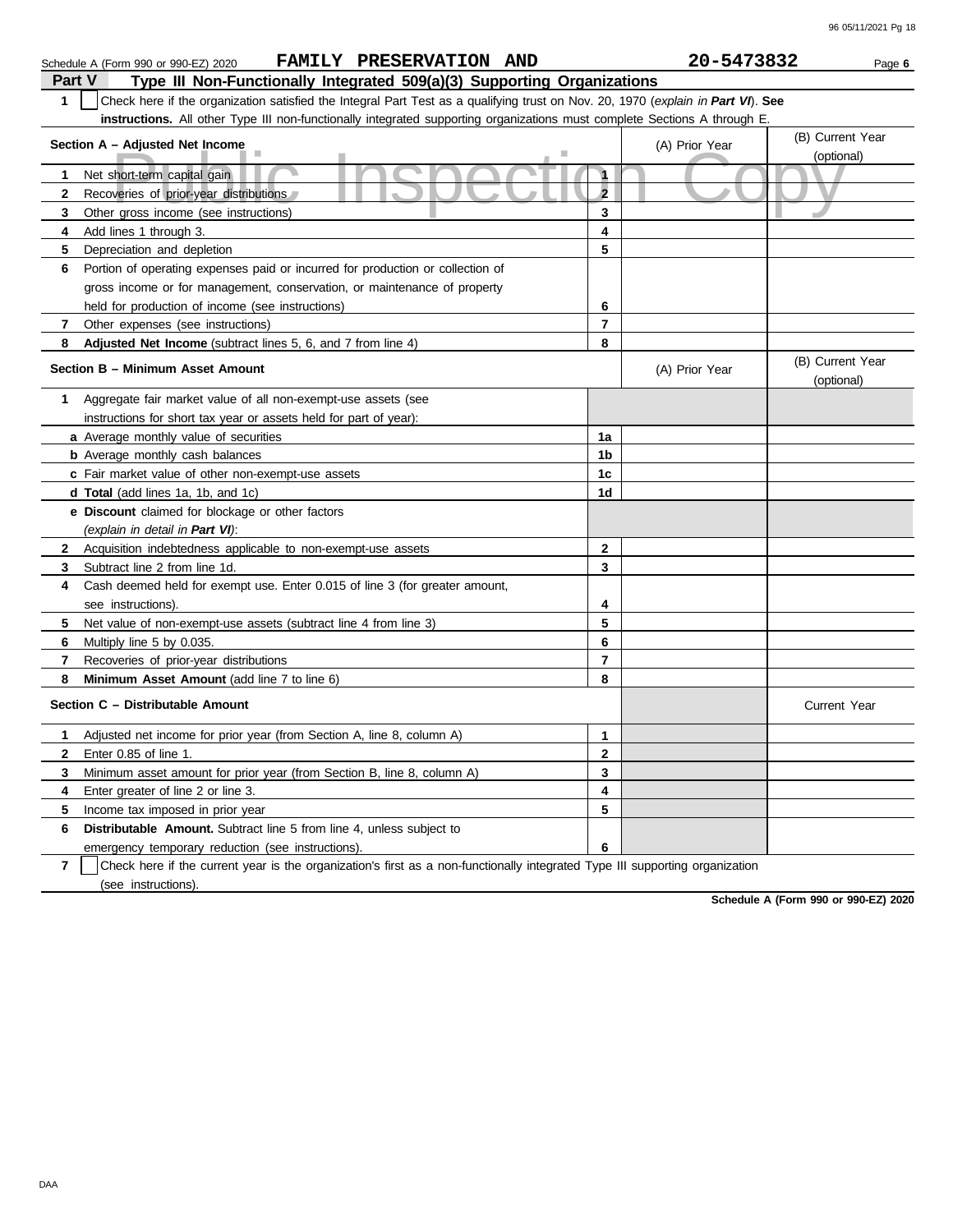Schedule A (Form 990 or 990-EZ) 2020 **FAMILY PRESERVATION AND** **20-5473832** Page **6**

## Part V Type III Non-Functionally Integrated 509(a)(3) Supporting Organizations

**1** ☐ Check here if the organization satisfied the Integral Part Test as a qualifying trust on Nov. 20, 1970 (*explain in **Part VI***). **See instructions.** All other Type III non-functionally integrated supporting organizations must complete Sections A through E.

| Section A – Adjusted Net Income | | (A) Prior Year | (B) Current Year (optional) |
|---|---|---|---|
| **1** Net short-term capital gain | 1 | | |
| **2** Recoveries of prior-year distributions | 2 | | |
| **3** Other gross income (see instructions) | 3 | | |
| **4** Add lines 1 through 3. | 4 | | |
| **5** Depreciation and depletion | 5 | | |
| **6** Portion of operating expenses paid or incurred for production or collection of gross income or for management, conservation, or maintenance of property held for production of income (see instructions) | 6 | | |
| **7** Other expenses (see instructions) | 7 | | |
| **8** **Adjusted Net Income** (subtract lines 5, 6, and 7 from line 4) | 8 | | |

| Section B – Minimum Asset Amount | | (A) Prior Year | (B) Current Year (optional) |
|---|---|---|---|
| **1** Aggregate fair market value of all non-exempt-use assets (see instructions for short tax year or assets held for part of year): | | | |
| **a** Average monthly value of securities | 1a | | |
| **b** Average monthly cash balances | 1b | | |
| **c** Fair market value of other non-exempt-use assets | 1c | | |
| **d** **Total** (add lines 1a, 1b, and 1c) | 1d | | |
| **e** **Discount** claimed for blockage or other factors (*explain in detail in **Part VI***): | | | |
| **2** Acquisition indebtedness applicable to non-exempt-use assets | 2 | | |
| **3** Subtract line 2 from line 1d. | 3 | | |
| **4** Cash deemed held for exempt use. Enter 0.015 of line 3 (for greater amount, see instructions). | 4 | | |
| **5** Net value of non-exempt-use assets (subtract line 4 from line 3) | 5 | | |
| **6** Multiply line 5 by 0.035. | 6 | | |
| **7** Recoveries of prior-year distributions | 7 | | |
| **8** **Minimum Asset Amount** (add line 7 to line 6) | 8 | | |

| Section C – Distributable Amount | | | Current Year |
|---|---|---|---|
| **1** Adjusted net income for prior year (from Section A, line 8, column A) | 1 | | |
| **2** Enter 0.85 of line 1. | 2 | | |
| **3** Minimum asset amount for prior year (from Section B, line 8, column A) | 3 | | |
| **4** Enter greater of line 2 or line 3. | 4 | | |
| **5** Income tax imposed in prior year | 5 | | |
| **6** **Distributable Amount.** Subtract line 5 from line 4, unless subject to emergency temporary reduction (see instructions). | 6 | | |

**7** ☐ Check here if the current year is the organization's first as a non-functionally integrated Type III supporting organization (see instructions).

**Schedule A (Form 990 or 990-EZ) 2020**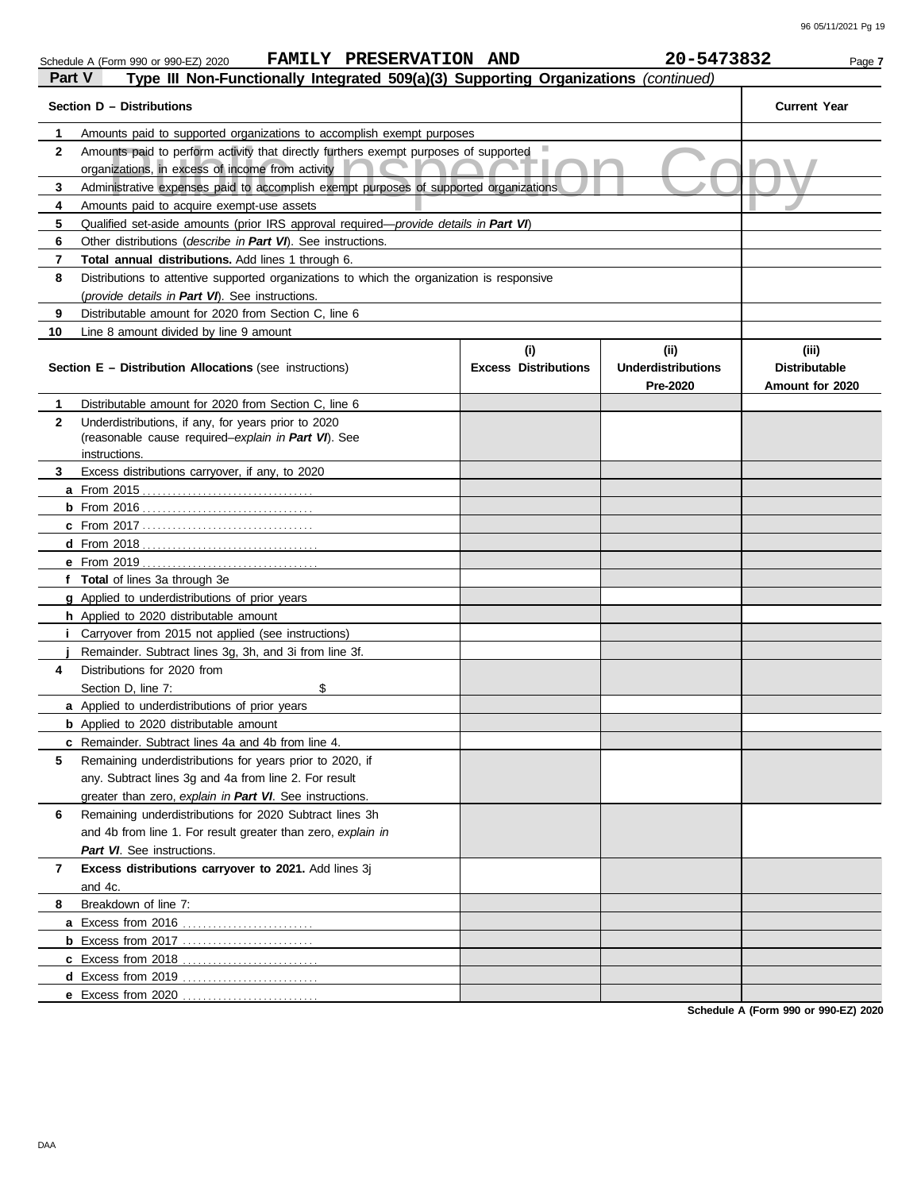Schedule A (Form 990 or 990-EZ) 2020 **FAMILY PRESERVATION AND** **20-5473832** Page **7**

## Part V — Type III Non-Functionally Integrated 509(a)(3) Supporting Organizations *(continued)*

| Section D – Distributions | | Current Year |
|---|---|---|
| **1** | Amounts paid to supported organizations to accomplish exempt purposes | |
| **2** | Amounts paid to perform activity that directly furthers exempt purposes of supported organizations, in excess of income from activity | |
| **3** | Administrative expenses paid to accomplish exempt purposes of supported organizations | |
| **4** | Amounts paid to acquire exempt-use assets | |
| **5** | Qualified set-aside amounts (prior IRS approval required—*provide details in **Part VI***) | |
| **6** | Other distributions (*describe in **Part VI***). See instructions. | |
| **7** | **Total annual distributions.** Add lines 1 through 6. | |
| **8** | Distributions to attentive supported organizations to which the organization is responsive (*provide details in **Part VI***). See instructions. | |
| **9** | Distributable amount for 2020 from Section C, line 6 | |
| **10** | Line 8 amount divided by line 9 amount | |

| | **Section E – Distribution Allocations** (see instructions) | (i) Excess Distributions | (ii) Underdistributions Pre-2020 | (iii) Distributable Amount for 2020 |
|---|---|---|---|---|
| **1** | Distributable amount for 2020 from Section C, line 6 | | | |
| **2** | Underdistributions, if any, for years prior to 2020 (reasonable cause required–*explain in **Part VI***). See instructions. | | | |
| **3** | Excess distributions carryover, if any, to 2020 | | | |
| **a** | From 2015 | | | |
| **b** | From 2016 | | | |
| **c** | From 2017 | | | |
| **d** | From 2018 | | | |
| **e** | From 2019 | | | |
| **f** | **Total** of lines 3a through 3e | | | |
| **g** | Applied to underdistributions of prior years | | | |
| **h** | Applied to 2020 distributable amount | | | |
| **i** | Carryover from 2015 not applied (see instructions) | | | |
| **j** | Remainder. Subtract lines 3g, 3h, and 3i from line 3f. | | | |
| **4** | Distributions for 2020 from Section D, line 7: $ | | | |
| **a** | Applied to underdistributions of prior years | | | |
| **b** | Applied to 2020 distributable amount | | | |
| **c** | Remainder. Subtract lines 4a and 4b from line 4. | | | |
| **5** | Remaining underdistributions for years prior to 2020, if any. Subtract lines 3g and 4a from line 2. For result greater than zero, *explain in **Part VI***. See instructions. | | | |
| **6** | Remaining underdistributions for 2020 Subtract lines 3h and 4b from line 1. For result greater than zero, *explain in **Part VI***. See instructions. | | | |
| **7** | **Excess distributions carryover to 2021.** Add lines 3j and 4c. | | | |
| **8** | Breakdown of line 7: | | | |
| **a** | Excess from 2016 | | | |
| **b** | Excess from 2017 | | | |
| **c** | Excess from 2018 | | | |
| **d** | Excess from 2019 | | | |
| **e** | Excess from 2020 | | | |

**Schedule A (Form 990 or 990-EZ) 2020**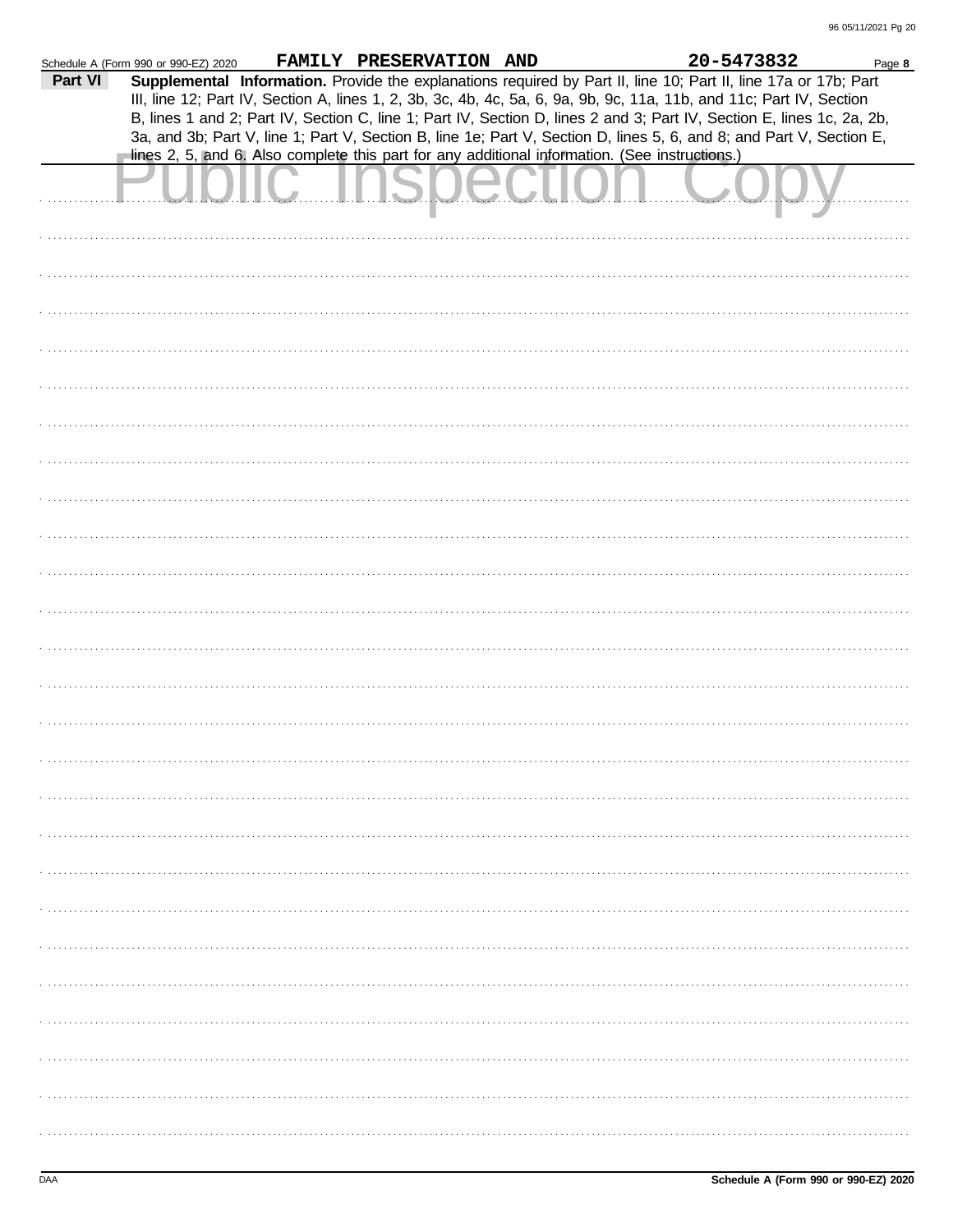Schedule A (Form 990 or 990-EZ) 2020 FAMILY PRESERVATION AND 20-5473832 Page **8**

**Part VI** **Supplemental Information.** Provide the explanations required by Part II, line 10; Part II, line 17a or 17b; Part III, line 12; Part IV, Section A, lines 1, 2, 3b, 3c, 4b, 4c, 5a, 6, 9a, 9b, 9c, 11a, 11b, and 11c; Part IV, Section B, lines 1 and 2; Part IV, Section C, line 1; Part IV, Section D, lines 2 and 3; Part IV, Section E, lines 1c, 2a, 2b, 3a, and 3b; Part V, line 1; Part V, Section B, line 1e; Part V, Section D, lines 5, 6, and 8; and Part V, Section E, lines 2, 5, and 6. Also complete this part for any additional information. (See instructions.)

Public Inspection Copy

DAA **Schedule A (Form 990 or 990-EZ) 2020**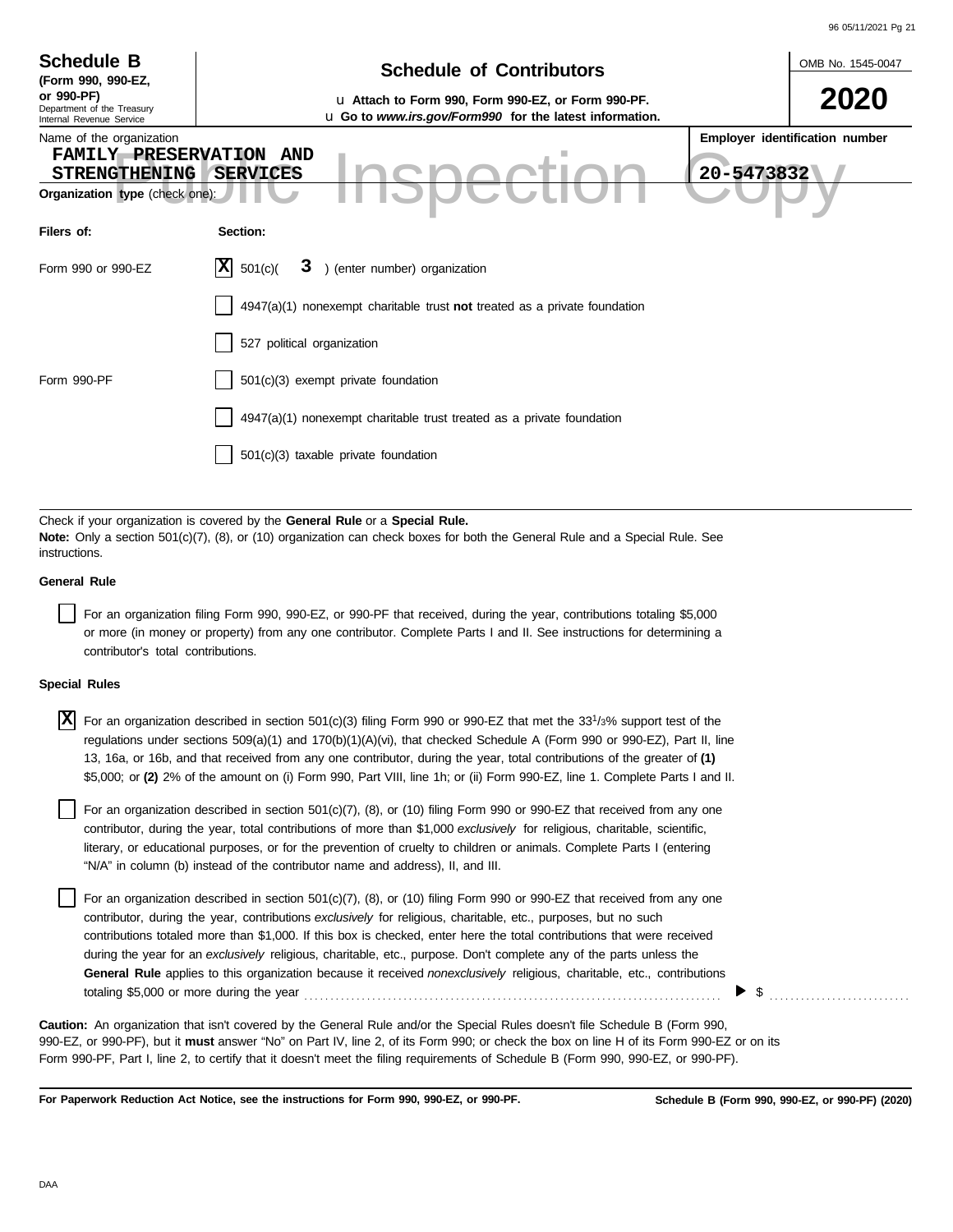**Schedule B**
**(Form 990, 990-EZ, or 990-PF)**
Department of the Treasury
Internal Revenue Service

# Schedule of Contributors

u **Attach to Form 990, Form 990-EZ, or Form 990-PF.**
u **Go to *www.irs.gov/Form990* for the latest information.**

OMB No. 1545-0047

**2020**

Name of the organization: **FAMILY PRESERVATION AND STRENGTHENING SERVICES**

**Employer identification number:** **20-5473832**

**Organization type** (check one):

| Filers of: | Section: |
|---|---|
| Form 990 or 990-EZ | [X] 501(c)( **3** ) (enter number) organization |
| | [ ] 4947(a)(1) nonexempt charitable trust **not** treated as a private foundation |
| | [ ] 527 political organization |
| Form 990-PF | [ ] 501(c)(3) exempt private foundation |
| | [ ] 4947(a)(1) nonexempt charitable trust treated as a private foundation |
| | [ ] 501(c)(3) taxable private foundation |

Check if your organization is covered by the **General Rule** or a **Special Rule.**

**Note:** Only a section 501(c)(7), (8), or (10) organization can check boxes for both the General Rule and a Special Rule. See instructions.

**General Rule**

[ ] For an organization filing Form 990, 990-EZ, or 990-PF that received, during the year, contributions totaling $5,000 or more (in money or property) from any one contributor. Complete Parts I and II. See instructions for determining a contributor's total contributions.

**Special Rules**

[X] For an organization described in section 501(c)(3) filing Form 990 or 990-EZ that met the 33 1/3% support test of the regulations under sections 509(a)(1) and 170(b)(1)(A)(vi), that checked Schedule A (Form 990 or 990-EZ), Part II, line 13, 16a, or 16b, and that received from any one contributor, during the year, total contributions of the greater of **(1)** $5,000; or **(2)** 2% of the amount on (i) Form 990, Part VIII, line 1h; or (ii) Form 990-EZ, line 1. Complete Parts I and II.

[ ] For an organization described in section 501(c)(7), (8), or (10) filing Form 990 or 990-EZ that received from any one contributor, during the year, total contributions of more than $1,000 *exclusively* for religious, charitable, scientific, literary, or educational purposes, or for the prevention of cruelty to children or animals. Complete Parts I (entering "N/A" in column (b) instead of the contributor name and address), II, and III.

[ ] For an organization described in section 501(c)(7), (8), or (10) filing Form 990 or 990-EZ that received from any one contributor, during the year, contributions *exclusively* for religious, charitable, etc., purposes, but no such contributions totaled more than $1,000. If this box is checked, enter here the total contributions that were received during the year for an *exclusively* religious, charitable, etc., purpose. Don't complete any of the parts unless the **General Rule** applies to this organization because it received *nonexclusively* religious, charitable, etc., contributions totaling $5,000 or more during the year . . . . . . . . . . ▶ $ . . . . . . . . . .

**Caution:** An organization that isn't covered by the General Rule and/or the Special Rules doesn't file Schedule B (Form 990, 990-EZ, or 990-PF), but it **must** answer "No" on Part IV, line 2, of its Form 990; or check the box on line H of its Form 990-EZ or on its Form 990-PF, Part I, line 2, to certify that it doesn't meet the filing requirements of Schedule B (Form 990, 990-EZ, or 990-PF).

**For Paperwork Reduction Act Notice, see the instructions for Form 990, 990-EZ, or 990-PF.** **Schedule B (Form 990, 990-EZ, or 990-PF) (2020)**

DAA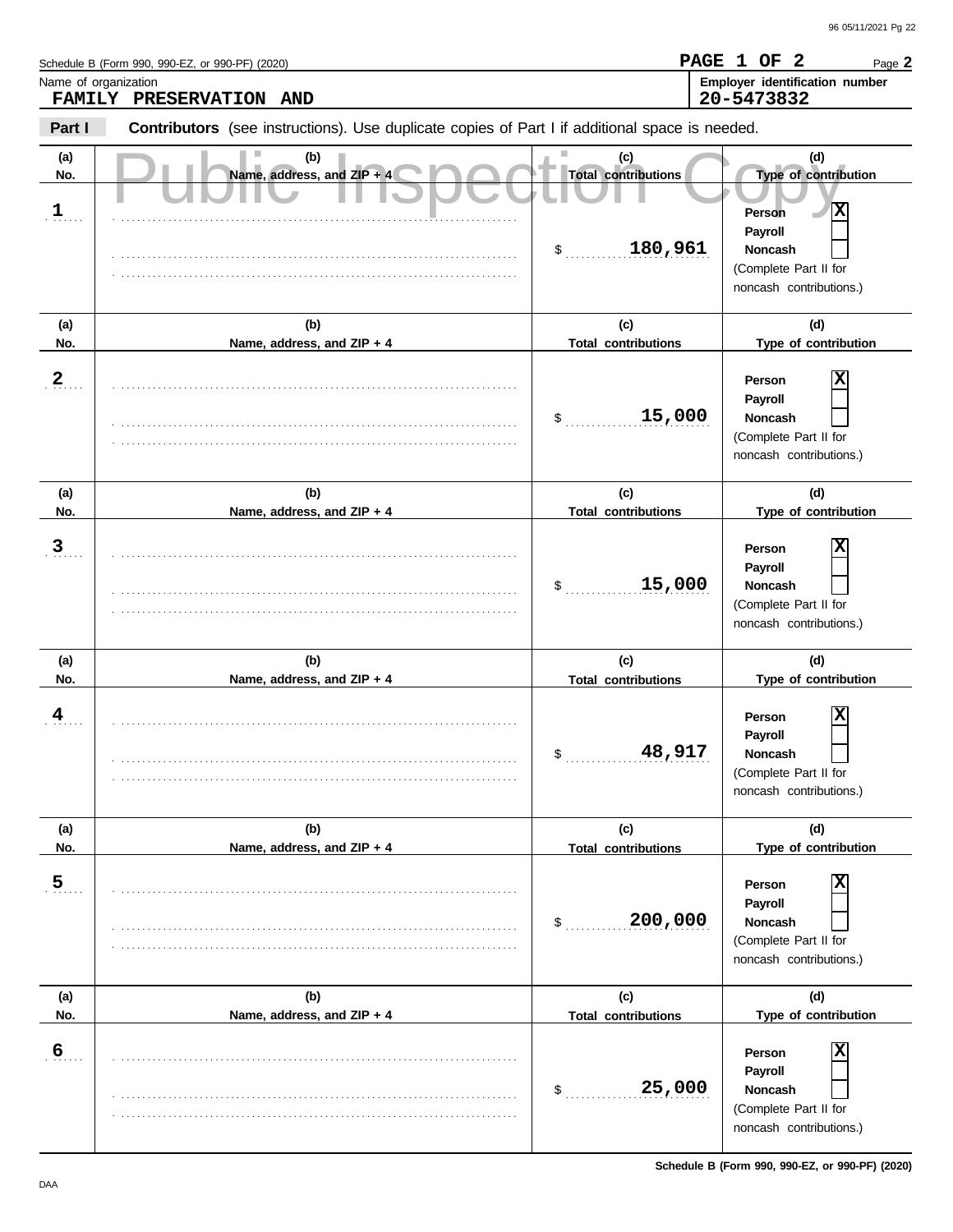Schedule B (Form 990, 990-EZ, or 990-PF) (2020)

**PAGE 1 OF 2**

Page **2**

Name of organization
**FAMILY PRESERVATION AND**

**Employer identification number**
**20-5473832**

**Part I** **Contributors** (see instructions). Use duplicate copies of Part I if additional space is needed.

Public Inspection Copy

| (a) No. | (b) Name, address, and ZIP + 4 | (c) Total contributions | (d) Type of contribution |
|---|---|---|---|
| 1 | | $ 180,961 | Person [X] Payroll [ ] Noncash [ ] (Complete Part II for noncash contributions.) |
| 2 | | $ 15,000 | Person [X] Payroll [ ] Noncash [ ] (Complete Part II for noncash contributions.) |
| 3 | | $ 15,000 | Person [X] Payroll [ ] Noncash [ ] (Complete Part II for noncash contributions.) |
| 4 | | $ 48,917 | Person [X] Payroll [ ] Noncash [ ] (Complete Part II for noncash contributions.) |
| 5 | | $ 200,000 | Person [X] Payroll [ ] Noncash [ ] (Complete Part II for noncash contributions.) |
| 6 | | $ 25,000 | Person [X] Payroll [ ] Noncash [ ] (Complete Part II for noncash contributions.) |

**Schedule B (Form 990, 990-EZ, or 990-PF) (2020)**

DAA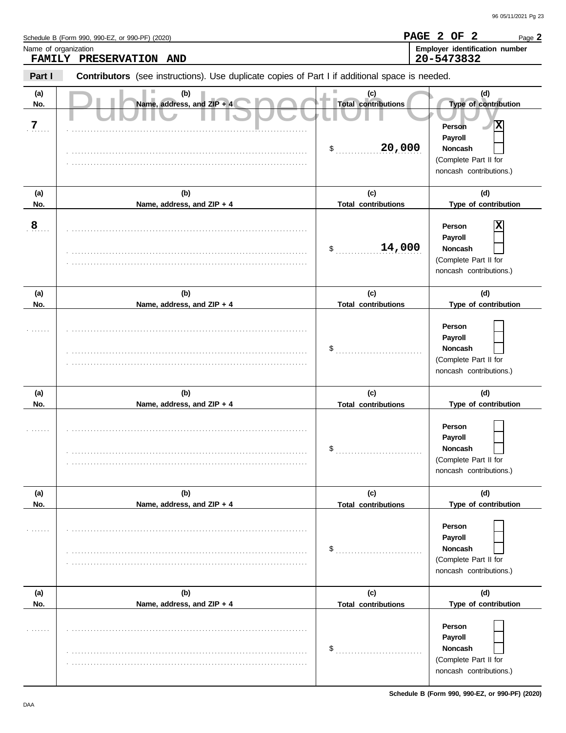Schedule B (Form 990, 990-EZ, or 990-PF) (2020)

**PAGE 2 OF 2** Page **2**

Name of organization
**FAMILY PRESERVATION AND**

**Employer identification number**
**20-5473832**

**Part I** **Contributors** (see instructions). Use duplicate copies of Part I if additional space is needed.

Public Inspection Copy

| (a) No. | (b) Name, address, and ZIP + 4 | (c) Total contributions | (d) Type of contribution |
|---|---|---|---|
| 7 | | $ 20,000 | Person [X] Payroll [ ] Noncash [ ] (Complete Part II for noncash contributions.) |
| 8 | | $ 14,000 | Person [X] Payroll [ ] Noncash [ ] (Complete Part II for noncash contributions.) |
| | | $ | Person [ ] Payroll [ ] Noncash [ ] (Complete Part II for noncash contributions.) |
| | | $ | Person [ ] Payroll [ ] Noncash [ ] (Complete Part II for noncash contributions.) |
| | | $ | Person [ ] Payroll [ ] Noncash [ ] (Complete Part II for noncash contributions.) |
| | | $ | Person [ ] Payroll [ ] Noncash [ ] (Complete Part II for noncash contributions.) |

**Schedule B (Form 990, 990-EZ, or 990-PF) (2020)**

DAA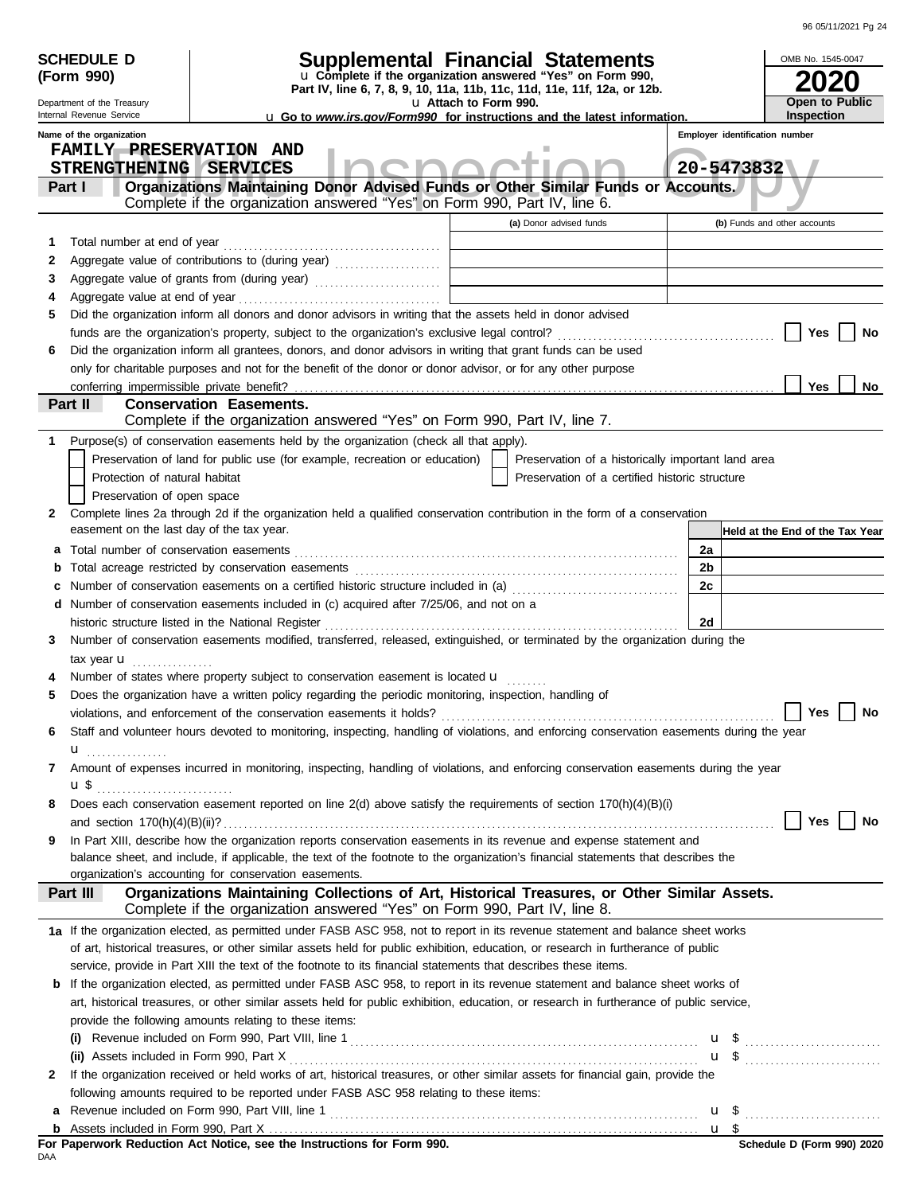**SCHEDULE D (Form 990)**

Department of the Treasury
Internal Revenue Service

# Supplemental Financial Statements

u Complete if the organization answered "Yes" on Form 990, Part IV, line 6, 7, 8, 9, 10, 11a, 11b, 11c, 11d, 11e, 11f, 12a, or 12b.
u Attach to Form 990.
u Go to *www.irs.gov/Form990* for instructions and the latest information.

OMB No. 1545-0047

**2020**

**Open to Public Inspection**

Name of the organization: FAMILY PRESERVATION AND STRENGTHENING SERVICES

Employer identification number: 20-5473832

## Part I — Organizations Maintaining Donor Advised Funds or Other Similar Funds or Accounts.
Complete if the organization answered "Yes" on Form 990, Part IV, line 6.

| | | (a) Donor advised funds | (b) Funds and other accounts |
|---|---|---|---|
| 1 | Total number at end of year | | |
| 2 | Aggregate value of contributions to (during year) | | |
| 3 | Aggregate value of grants from (during year) | | |
| 4 | Aggregate value at end of year | | |

5 Did the organization inform all donors and donor advisors in writing that the assets held in donor advised funds are the organization's property, subject to the organization's exclusive legal control? ☐ Yes ☐ No

6 Did the organization inform all grantees, donors, and donor advisors in writing that grant funds can be used only for charitable purposes and not for the benefit of the donor or donor advisor, or for any other purpose conferring impermissible private benefit? ☐ Yes ☐ No

## Part II — Conservation Easements.
Complete if the organization answered "Yes" on Form 990, Part IV, line 7.

1 Purpose(s) of conservation easements held by the organization (check all that apply).

- ☐ Preservation of land for public use (for example, recreation or education)
- ☐ Preservation of a historically important land area
- ☐ Protection of natural habitat
- ☐ Preservation of a certified historic structure
- ☐ Preservation of open space

2 Complete lines 2a through 2d if the organization held a qualified conservation contribution in the form of a conservation easement on the last day of the tax year.

| | | | Held at the End of the Tax Year |
|---|---|---|---|
| a | Total number of conservation easements | 2a | |
| b | Total acreage restricted by conservation easements | 2b | |
| c | Number of conservation easements on a certified historic structure included in (a) | 2c | |
| d | Number of conservation easements included in (c) acquired after 7/25/06, and not on a historic structure listed in the National Register | 2d | |

3 Number of conservation easements modified, transferred, released, extinguished, or terminated by the organization during the tax year u

4 Number of states where property subject to conservation easement is located u

5 Does the organization have a written policy regarding the periodic monitoring, inspection, handling of violations, and enforcement of the conservation easements it holds? ☐ Yes ☐ No

6 Staff and volunteer hours devoted to monitoring, inspecting, handling of violations, and enforcing conservation easements during the year u

7 Amount of expenses incurred in monitoring, inspecting, handling of violations, and enforcing conservation easements during the year u $

8 Does each conservation easement reported on line 2(d) above satisfy the requirements of section 170(h)(4)(B)(i) and section 170(h)(4)(B)(ii)? ☐ Yes ☐ No

9 In Part XIII, describe how the organization reports conservation easements in its revenue and expense statement and balance sheet, and include, if applicable, the text of the footnote to the organization's financial statements that describes the organization's accounting for conservation easements.

## Part III — Organizations Maintaining Collections of Art, Historical Treasures, or Other Similar Assets.
Complete if the organization answered "Yes" on Form 990, Part IV, line 8.

1a If the organization elected, as permitted under FASB ASC 958, not to report in its revenue statement and balance sheet works of art, historical treasures, or other similar assets held for public exhibition, education, or research in furtherance of public service, provide in Part XIII the text of the footnote to its financial statements that describes these items.

b If the organization elected, as permitted under FASB ASC 958, to report in its revenue statement and balance sheet works of art, historical treasures, or other similar assets held for public exhibition, education, or research in furtherance of public service, provide the following amounts relating to these items:

(i) Revenue included on Form 990, Part VIII, line 1 u $

(ii) Assets included in Form 990, Part X u $

2 If the organization received or held works of art, historical treasures, or other similar assets for financial gain, provide the following amounts required to be reported under FASB ASC 958 relating to these items:

a Revenue included on Form 990, Part VIII, line 1 u $

b Assets included in Form 990, Part X u $

**For Paperwork Reduction Act Notice, see the Instructions for Form 990.**

DAA

Schedule D (Form 990) 2020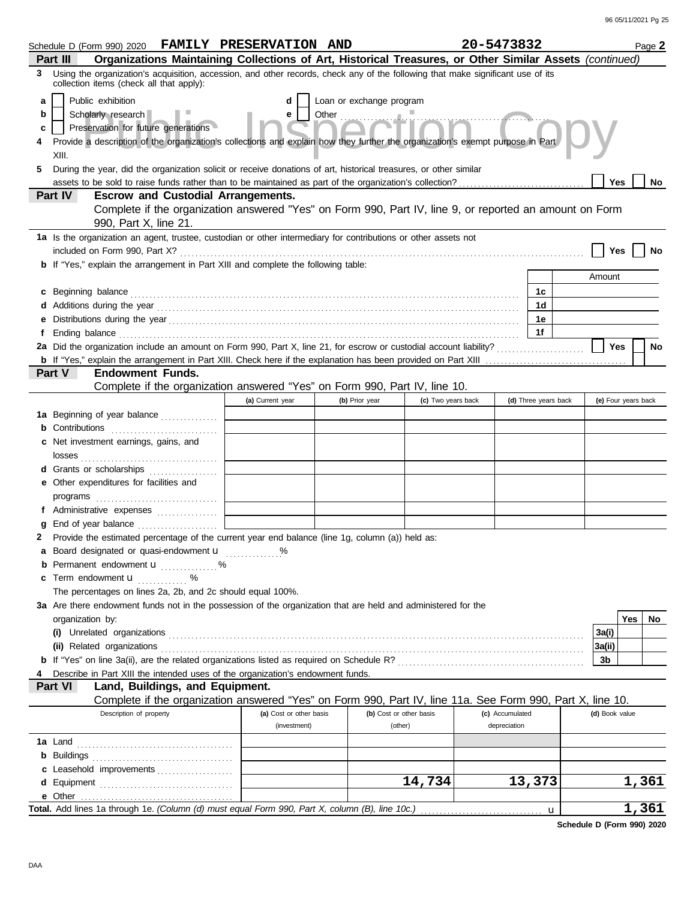Schedule D (Form 990) 2020 **FAMILY PRESERVATION AND** **20-5473832** Page **2**

**Part III** **Organizations Maintaining Collections of Art, Historical Treasures, or Other Similar Assets** *(continued)*

**3** Using the organization's acquisition, accession, and other records, check any of the following that make significant use of its collection items (check all that apply):

- **a** ☐ Public exhibition
- **b** ☐ Scholarly research
- **c** ☐ Preservation for future generations
- **d** ☐ Loan or exchange program
- **e** ☐ Other

**4** Provide a description of the organization's collections and explain how they further the organization's exempt purpose in Part XIII.

**5** During the year, did the organization solicit or receive donations of art, historical treasures, or other similar assets to be sold to raise funds rather than to be maintained as part of the organization's collection? ☐ Yes ☐ No

**Part IV** **Escrow and Custodial Arrangements.**
Complete if the organization answered "Yes" on Form 990, Part IV, line 9, or reported an amount on Form 990, Part X, line 21.

**1a** Is the organization an agent, trustee, custodian or other intermediary for contributions or other assets not included on Form 990, Part X? ☐ Yes ☐ No

**b** If "Yes," explain the arrangement in Part XIII and complete the following table:

| | | Amount |
|---|---|---|
| **c** Beginning balance | 1c | |
| **d** Additions during the year | 1d | |
| **e** Distributions during the year | 1e | |
| **f** Ending balance | 1f | |

**2a** Did the organization include an amount on Form 990, Part X, line 21, for escrow or custodial account liability? ☐ Yes ☐ No

**b** If "Yes," explain the arrangement in Part XIII. Check here if the explanation has been provided on Part XIII ☐

**Part V** **Endowment Funds.**
Complete if the organization answered "Yes" on Form 990, Part IV, line 10.

| | (a) Current year | (b) Prior year | (c) Two years back | (d) Three years back | (e) Four years back |
|---|---|---|---|---|---|
| **1a** Beginning of year balance | | | | | |
| **b** Contributions | | | | | |
| **c** Net investment earnings, gains, and losses | | | | | |
| **d** Grants or scholarships | | | | | |
| **e** Other expenditures for facilities and programs | | | | | |
| **f** Administrative expenses | | | | | |
| **g** End of year balance | | | | | |

**2** Provide the estimated percentage of the current year end balance (line 1g, column (a)) held as:

- **a** Board designated or quasi-endowment u ______ %
- **b** Permanent endowment u ______ %
- **c** Term endowment u ______ %

The percentages on lines 2a, 2b, and 2c should equal 100%.

**3a** Are there endowment funds not in the possession of the organization that are held and administered for the organization by:

| | | Yes | No |
|---|---|---|---|
| **(i)** Unrelated organizations | 3a(i) | | |
| **(ii)** Related organizations | 3a(ii) | | |
| **b** If "Yes" on line 3a(ii), are the related organizations listed as required on Schedule R? | 3b | | |

**4** Describe in Part XIII the intended uses of the organization's endowment funds.

**Part VI** **Land, Buildings, and Equipment.**
Complete if the organization answered "Yes" on Form 990, Part IV, line 11a. See Form 990, Part X, line 10.

| Description of property | (a) Cost or other basis (investment) | (b) Cost or other basis (other) | (c) Accumulated depreciation | (d) Book value |
|---|---|---|---|---|
| **1a** Land | | | | |
| **b** Buildings | | | | |
| **c** Leasehold improvements | | | | |
| **d** Equipment | | 14,734 | 13,373 | 1,361 |
| **e** Other | | | | |
| **Total.** Add lines 1a through 1e. *(Column (d) must equal Form 990, Part X, column (B), line 10c.)* u | | | | 1,361 |

**Schedule D (Form 990) 2020**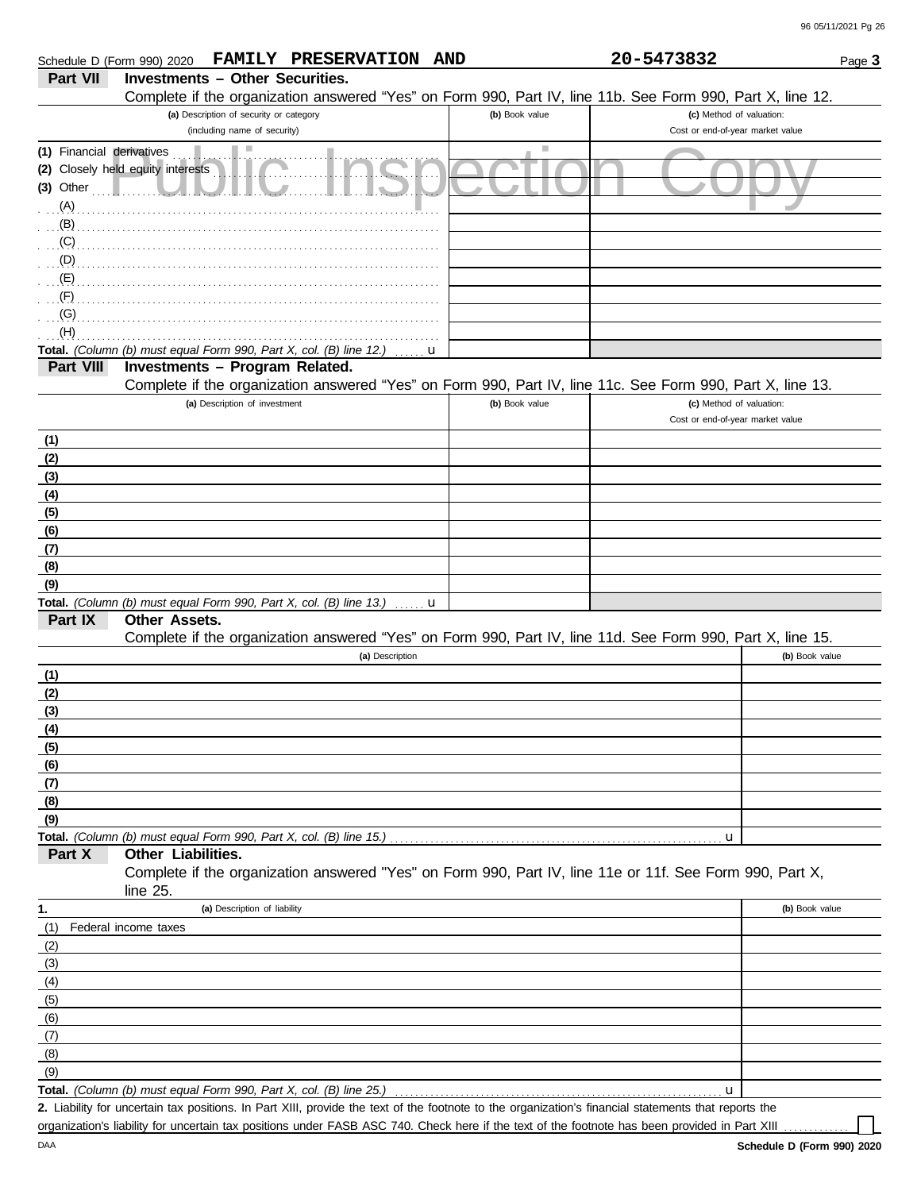Schedule D (Form 990) 2020 **FAMILY PRESERVATION AND** **20-5473832** Page **3**

## Part VII Investments – Other Securities.

Complete if the organization answered "Yes" on Form 990, Part IV, line 11b. See Form 990, Part X, line 12.

| (a) Description of security or category (including name of security) | (b) Book value | (c) Method of valuation: Cost or end-of-year market value |
|---|---|---|
| (1) Financial derivatives | | |
| (2) Closely held equity interests | | |
| (3) Other | | |
| (A) | | |
| (B) | | |
| (C) | | |
| (D) | | |
| (E) | | |
| (F) | | |
| (G) | | |
| (H) | | |
| **Total.** *(Column (b) must equal Form 990, Part X, col. (B) line 12.)* u | | |

## Part VIII Investments – Program Related.

Complete if the organization answered "Yes" on Form 990, Part IV, line 11c. See Form 990, Part X, line 13.

| (a) Description of investment | (b) Book value | (c) Method of valuation: Cost or end-of-year market value |
|---|---|---|
| (1) | | |
| (2) | | |
| (3) | | |
| (4) | | |
| (5) | | |
| (6) | | |
| (7) | | |
| (8) | | |
| (9) | | |
| **Total.** *(Column (b) must equal Form 990, Part X, col. (B) line 13.)* u | | |

## Part IX Other Assets.

Complete if the organization answered "Yes" on Form 990, Part IV, line 11d. See Form 990, Part X, line 15.

| (a) Description | (b) Book value |
|---|---|
| (1) | |
| (2) | |
| (3) | |
| (4) | |
| (5) | |
| (6) | |
| (7) | |
| (8) | |
| (9) | |
| **Total.** *(Column (b) must equal Form 990, Part X, col. (B) line 15.)* u | |

## Part X Other Liabilities.

Complete if the organization answered "Yes" on Form 990, Part IV, line 11e or 11f. See Form 990, Part X, line 25.

| 1. (a) Description of liability | (b) Book value |
|---|---|
| (1) Federal income taxes | |
| (2) | |
| (3) | |
| (4) | |
| (5) | |
| (6) | |
| (7) | |
| (8) | |
| (9) | |
| **Total.** *(Column (b) must equal Form 990, Part X, col. (B) line 25.)* u | |

**2.** Liability for uncertain tax positions. In Part XIII, provide the text of the footnote to the organization's financial statements that reports the organization's liability for uncertain tax positions under FASB ASC 740. Check here if the text of the footnote has been provided in Part XIII ☐

**Schedule D (Form 990) 2020**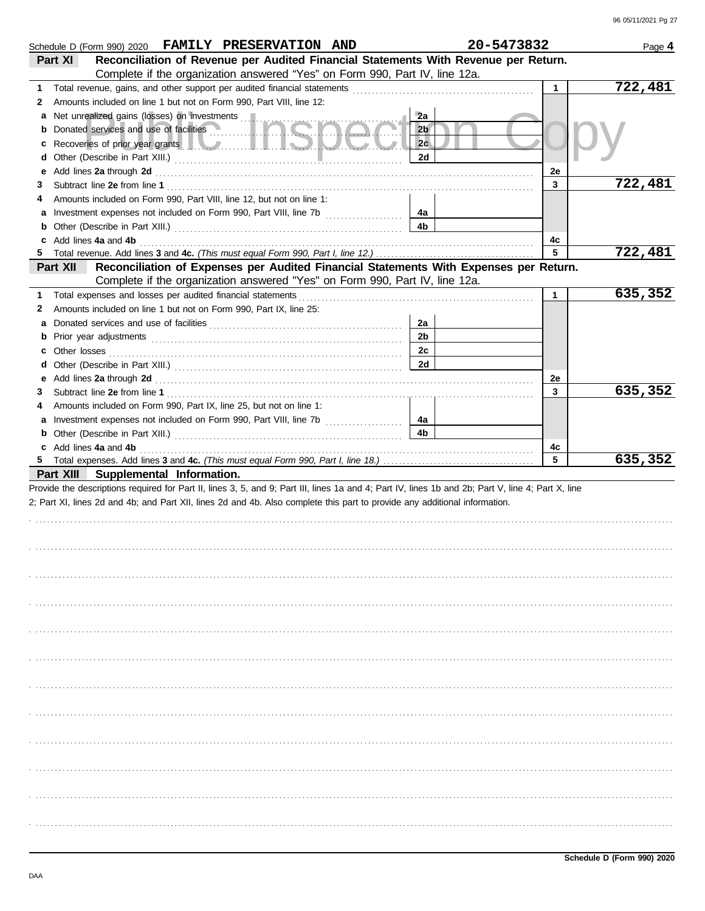Schedule D (Form 990) 2020 **FAMILY PRESERVATION AND** **20-5473832** Page **4**

**Part XI** **Reconciliation of Revenue per Audited Financial Statements With Revenue per Return.**
Complete if the organization answered "Yes" on Form 990, Part IV, line 12a.

| | | | | | |
|---|---|---|---|---|---|
| **1** | Total revenue, gains, and other support per audited financial statements | | | 1 | 722,481 |
| **2** | Amounts included on line 1 but not on Form 990, Part VIII, line 12: | | | | |
| **a** | Net unrealized gains (losses) on investments | 2a | | | |
| **b** | Donated services and use of facilities | 2b | | | |
| **c** | Recoveries of prior year grants | 2c | | | |
| **d** | Other (Describe in Part XIII.) | 2d | | | |
| **e** | Add lines **2a** through **2d** | | | 2e | |
| **3** | Subtract line **2e** from line **1** | | | 3 | 722,481 |
| **4** | Amounts included on Form 990, Part VIII, line 12, but not on line 1: | | | | |
| **a** | Investment expenses not included on Form 990, Part VIII, line 7b | 4a | | | |
| **b** | Other (Describe in Part XIII.) | 4b | | | |
| **c** | Add lines **4a** and **4b** | | | 4c | |
| **5** | Total revenue. Add lines **3** and **4c.** *(This must equal Form 990, Part I, line 12.)* | | | 5 | 722,481 |

**Part XII** **Reconciliation of Expenses per Audited Financial Statements With Expenses per Return.**
Complete if the organization answered "Yes" on Form 990, Part IV, line 12a.

| | | | | | |
|---|---|---|---|---|---|
| **1** | Total expenses and losses per audited financial statements | | | 1 | 635,352 |
| **2** | Amounts included on line 1 but not on Form 990, Part IX, line 25: | | | | |
| **a** | Donated services and use of facilities | 2a | | | |
| **b** | Prior year adjustments | 2b | | | |
| **c** | Other losses | 2c | | | |
| **d** | Other (Describe in Part XIII.) | 2d | | | |
| **e** | Add lines **2a** through **2d** | | | 2e | |
| **3** | Subtract line **2e** from line **1** | | | 3 | 635,352 |
| **4** | Amounts included on Form 990, Part IX, line 25, but not on line 1: | | | | |
| **a** | Investment expenses not included on Form 990, Part VIII, line 7b | 4a | | | |
| **b** | Other (Describe in Part XIII.) | 4b | | | |
| **c** | Add lines **4a** and **4b** | | | 4c | |
| **5** | Total expenses. Add lines **3** and **4c.** *(This must equal Form 990, Part I, line 18.)* | | | 5 | 635,352 |

**Part XIII** **Supplemental Information.**

Provide the descriptions required for Part II, lines 3, 5, and 9; Part III, lines 1a and 4; Part IV, lines 1b and 2b; Part V, line 4; Part X, line 2; Part XI, lines 2d and 4b; and Part XII, lines 2d and 4b. Also complete this part to provide any additional information.

**Schedule D (Form 990) 2020**

DAA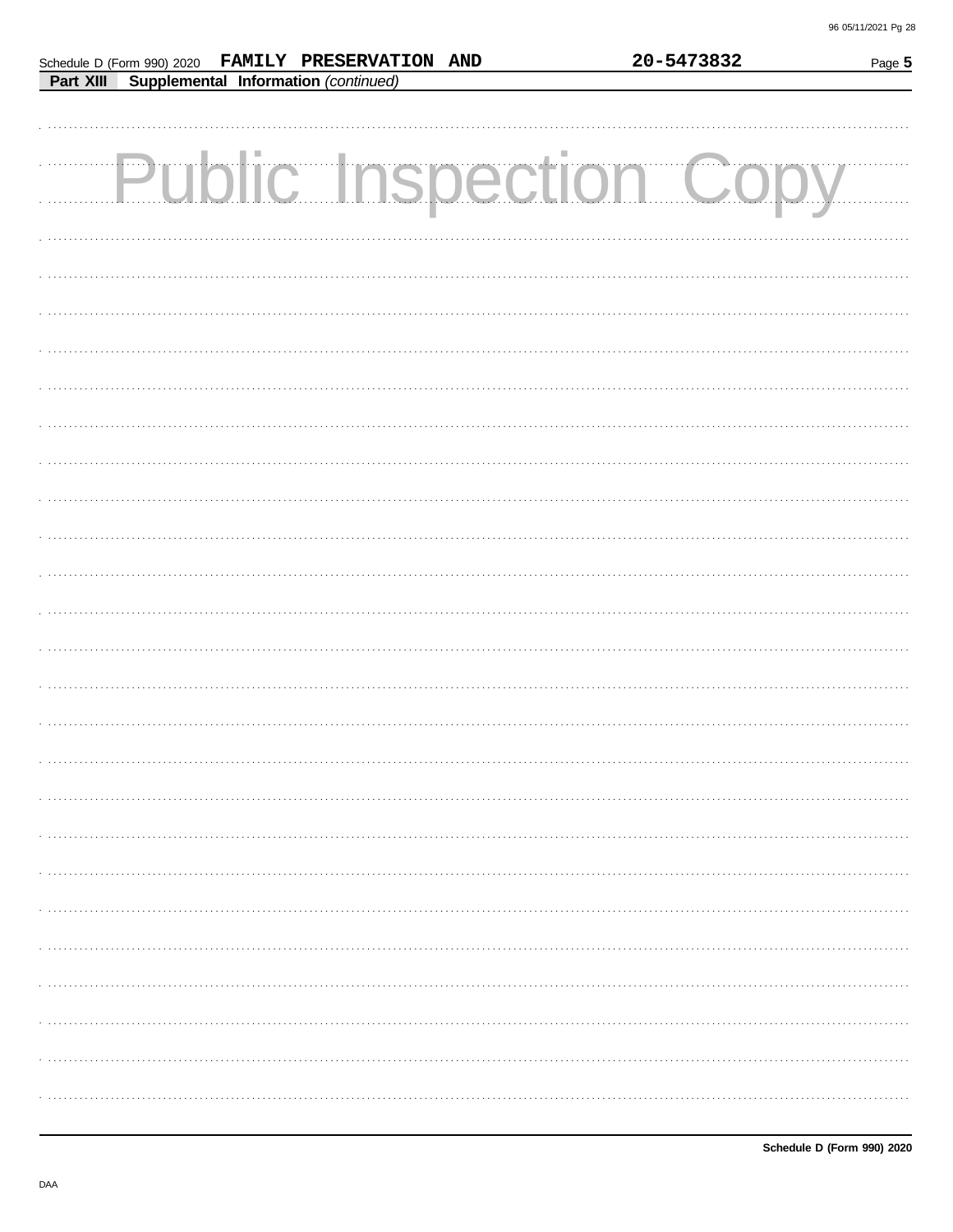Schedule D (Form 990) 2020 FAMILY PRESERVATION AND 20-5473832 Page 5

**Part XIII Supplemental Information** *(continued)*

Public Inspection Copy

Schedule D (Form 990) 2020

DAA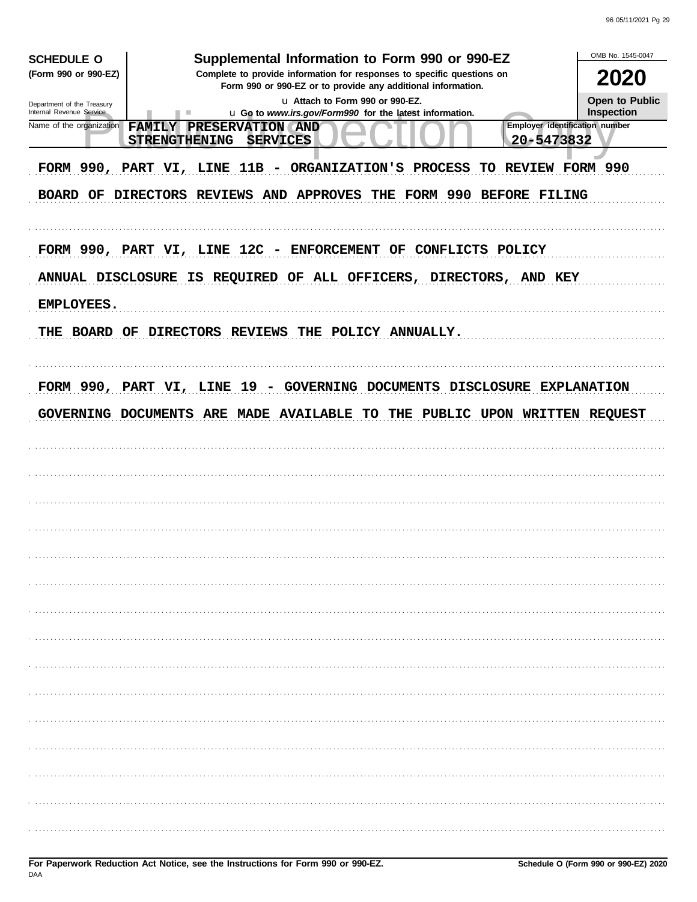**SCHEDULE O** (Form 990 or 990-EZ)

Department of the Treasury
Internal Revenue Service

# Supplemental Information to Form 990 or 990-EZ

**Complete to provide information for responses to specific questions on Form 990 or 990-EZ or to provide any additional information.**

u Attach to Form 990 or 990-EZ.

u Go to *www.irs.gov/Form990* for the latest information.

OMB No. 1545-0047

**2020**

**Open to Public Inspection**

Name of the organization: FAMILY PRESERVATION AND STRENGTHENING SERVICES

Employer identification number: 20-5473832

FORM 990, PART VI, LINE 11B - ORGANIZATION'S PROCESS TO REVIEW FORM 990

BOARD OF DIRECTORS REVIEWS AND APPROVES THE FORM 990 BEFORE FILING

FORM 990, PART VI, LINE 12C - ENFORCEMENT OF CONFLICTS POLICY

ANNUAL DISCLOSURE IS REQUIRED OF ALL OFFICERS, DIRECTORS, AND KEY EMPLOYEES.

THE BOARD OF DIRECTORS REVIEWS THE POLICY ANNUALLY.

FORM 990, PART VI, LINE 19 - GOVERNING DOCUMENTS DISCLOSURE EXPLANATION

GOVERNING DOCUMENTS ARE MADE AVAILABLE TO THE PUBLIC UPON WRITTEN REQUEST

For Paperwork Reduction Act Notice, see the Instructions for Form 990 or 990-EZ.

Schedule O (Form 990 or 990-EZ) 2020

DAA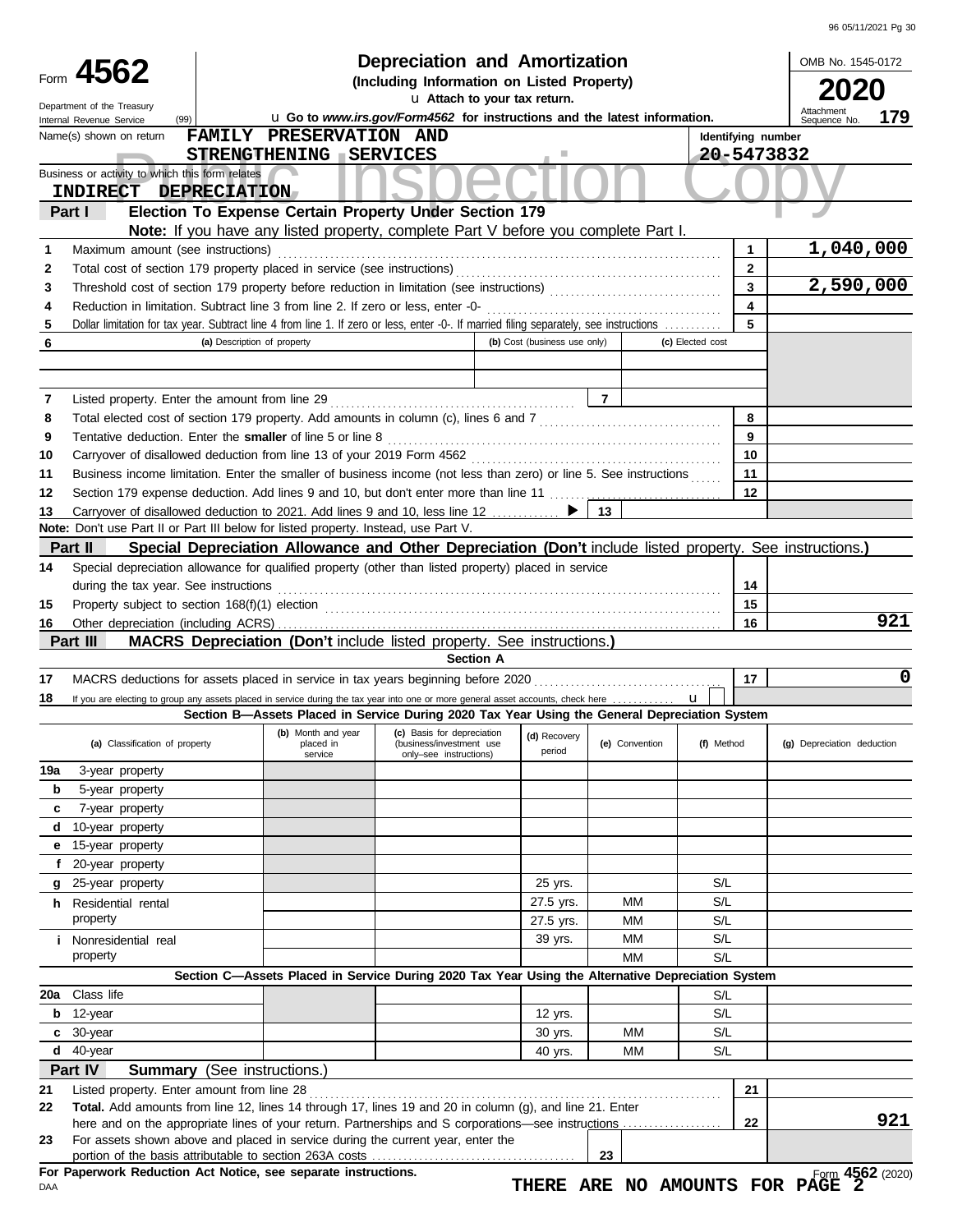# Form 4562 — Depreciation and Amortization (Including Information on Listed Property)

Department of the Treasury
Internal Revenue Service (99)

u Attach to your tax return.

u Go to *www.irs.gov/Form4562* for instructions and the latest information.

OMB No. 1545-0172

**2020**

Attachment Sequence No. **179**

Name(s) shown on return: **FAMILY PRESERVATION AND STRENGTHENING SERVICES**

Identifying number: **20-5473832**

Business or activity to which this form relates: **INDIRECT DEPRECIATION**

Public Inspection Copy

## Part I — Election To Expense Certain Property Under Section 179

**Note:** If you have any listed property, complete Part V before you complete Part I.

| Line | Description | Box | Amount |
|---|---|---|---|
| 1 | Maximum amount (see instructions) | 1 | 1,040,000 |
| 2 | Total cost of section 179 property placed in service (see instructions) | 2 | |
| 3 | Threshold cost of section 179 property before reduction in limitation (see instructions) | 3 | 2,590,000 |
| 4 | Reduction in limitation. Subtract line 3 from line 2. If zero or less, enter -0- | 4 | |
| 5 | Dollar limitation for tax year. Subtract line 4 from line 1. If zero or less, enter -0-. If married filing separately, see instructions | 5 | |

| 6 | (a) Description of property | (b) Cost (business use only) | (c) Elected cost |
|---|---|---|---|
| | | | |
| | | | |

| Line | Description | Box | Amount |
|---|---|---|---|
| 7 | Listed property. Enter the amount from line 29 | 7 | |
| 8 | Total elected cost of section 179 property. Add amounts in column (c), lines 6 and 7 | 8 | |
| 9 | Tentative deduction. Enter the **smaller** of line 5 or line 8 | 9 | |
| 10 | Carryover of disallowed deduction from line 13 of your 2019 Form 4562 | 10 | |
| 11 | Business income limitation. Enter the smaller of business income (not less than zero) or line 5. See instructions | 11 | |
| 12 | Section 179 expense deduction. Add lines 9 and 10, but don't enter more than line 11 | 12 | |
| 13 | Carryover of disallowed deduction to 2021. Add lines 9 and 10, less line 12 ▶ | 13 | |

**Note:** Don't use Part II or Part III below for listed property. Instead, use Part V.

## Part II — Special Depreciation Allowance and Other Depreciation (Don't include listed property. See instructions.)

| Line | Description | Box | Amount |
|---|---|---|---|
| 14 | Special depreciation allowance for qualified property (other than listed property) placed in service during the tax year. See instructions | 14 | |
| 15 | Property subject to section 168(f)(1) election | 15 | |
| 16 | Other depreciation (including ACRS) | 16 | 921 |

## Part III — MACRS Depreciation (Don't include listed property. See instructions.)

### Section A

| Line | Description | Box | Amount |
|---|---|---|---|
| 17 | MACRS deductions for assets placed in service in tax years beginning before 2020 | 17 | 0 |
| 18 | If you are electing to group any assets placed in service during the tax year into one or more general asset accounts, check here u | | |

### Section B—Assets Placed in Service During 2020 Tax Year Using the General Depreciation System

| (a) Classification of property | (b) Month and year placed in service | (c) Basis for depreciation (business/investment use only–see instructions) | (d) Recovery period | (e) Convention | (f) Method | (g) Depreciation deduction |
|---|---|---|---|---|---|---|
| 19a 3-year property | | | | | | |
| b 5-year property | | | | | | |
| c 7-year property | | | | | | |
| d 10-year property | | | | | | |
| e 15-year property | | | | | | |
| f 20-year property | | | | | | |
| g 25-year property | | | 25 yrs. | | S/L | |
| h Residential rental property | | | 27.5 yrs. | MM | S/L | |
| | | | 27.5 yrs. | MM | S/L | |
| i Nonresidential real property | | | 39 yrs. | MM | S/L | |
| | | | | MM | S/L | |

### Section C—Assets Placed in Service During 2020 Tax Year Using the Alternative Depreciation System

| (a) Classification of property | (b) Month and year placed in service | (c) Basis for depreciation | (d) Recovery period | (e) Convention | (f) Method | (g) Depreciation deduction |
|---|---|---|---|---|---|---|
| 20a Class life | | | | | S/L | |
| b 12-year | | | 12 yrs. | | S/L | |
| c 30-year | | | 30 yrs. | MM | S/L | |
| d 40-year | | | 40 yrs. | MM | S/L | |

## Part IV — Summary (See instructions.)

| Line | Description | Box | Amount |
|---|---|---|---|
| 21 | Listed property. Enter amount from line 28 | 21 | |
| 22 | **Total.** Add amounts from line 12, lines 14 through 17, lines 19 and 20 in column (g), and line 21. Enter here and on the appropriate lines of your return. Partnerships and S corporations—see instructions | 22 | 921 |
| 23 | For assets shown above and placed in service during the current year, enter the portion of the basis attributable to section 263A costs | 23 | |

**For Paperwork Reduction Act Notice, see separate instructions.**

DAA

**THERE ARE NO AMOUNTS FOR PAGE 2**

Form **4562** (2020)